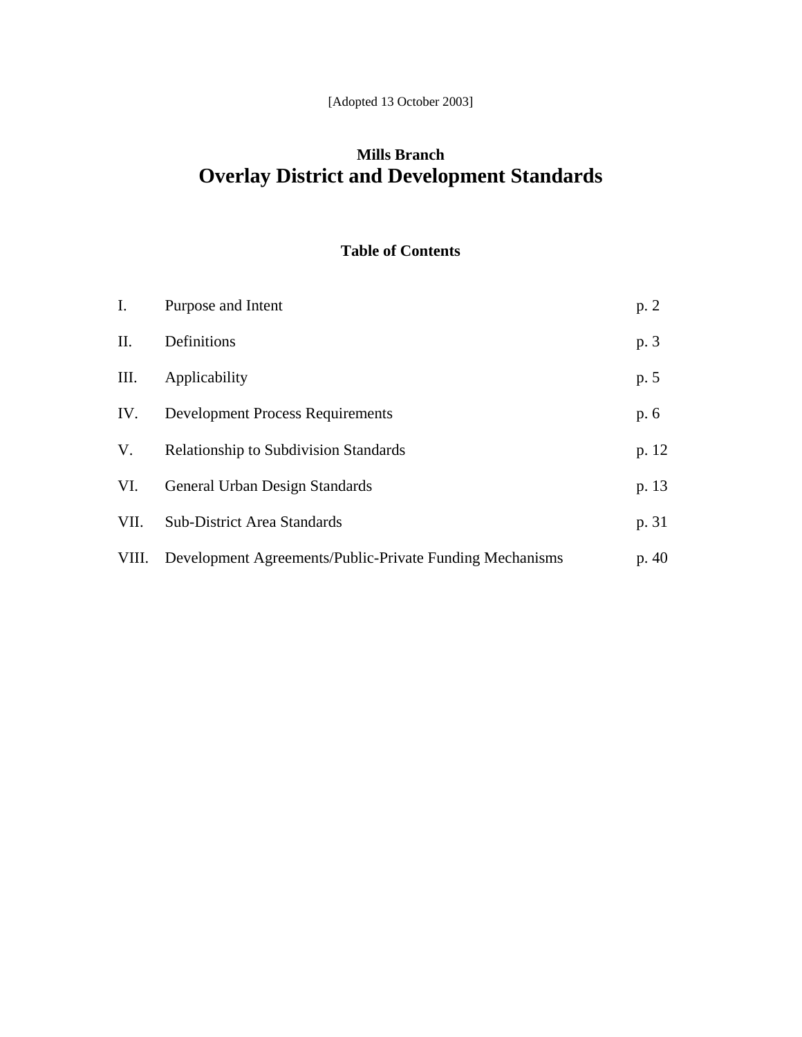[Adopted 13 October 2003]

# Mills Branch
# Overlay District and Development Standards

## Table of Contents

| | | |
|---|---|---|
| I. | Purpose and Intent | p. 2 |
| II. | Definitions | p. 3 |
| III. | Applicability | p. 5 |
| IV. | Development Process Requirements | p. 6 |
| V. | Relationship to Subdivision Standards | p. 12 |
| VI. | General Urban Design Standards | p. 13 |
| VII. | Sub-District Area Standards | p. 31 |
| VIII. | Development Agreements/Public-Private Funding Mechanisms | p. 40 |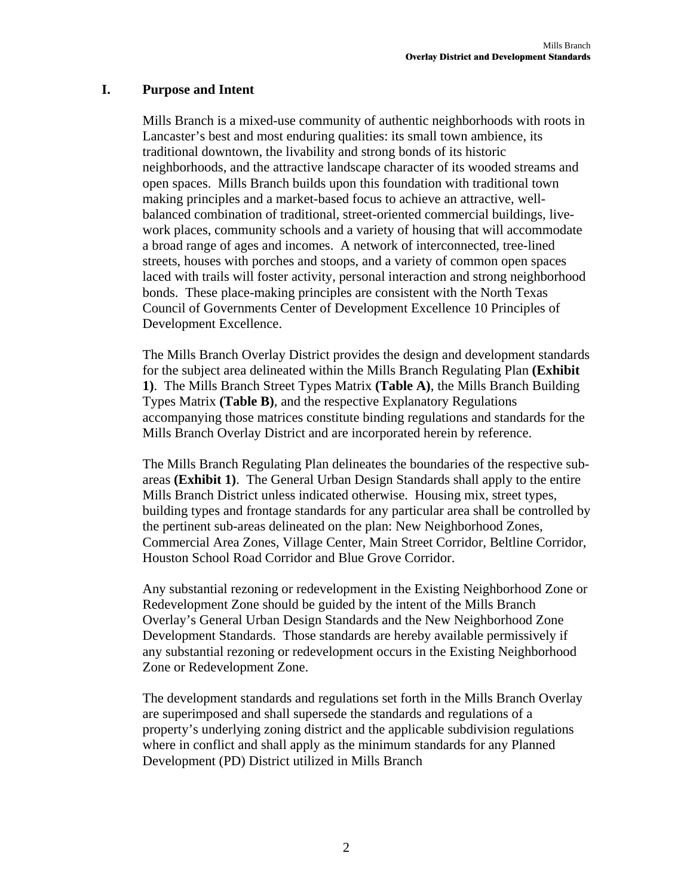## I. Purpose and Intent

Mills Branch is a mixed-use community of authentic neighborhoods with roots in Lancaster's best and most enduring qualities: its small town ambience, its traditional downtown, the livability and strong bonds of its historic neighborhoods, and the attractive landscape character of its wooded streams and open spaces. Mills Branch builds upon this foundation with traditional town making principles and a market-based focus to achieve an attractive, well-balanced combination of traditional, street-oriented commercial buildings, live-work places, community schools and a variety of housing that will accommodate a broad range of ages and incomes. A network of interconnected, tree-lined streets, houses with porches and stoops, and a variety of common open spaces laced with trails will foster activity, personal interaction and strong neighborhood bonds. These place-making principles are consistent with the North Texas Council of Governments Center of Development Excellence 10 Principles of Development Excellence.

The Mills Branch Overlay District provides the design and development standards for the subject area delineated within the Mills Branch Regulating Plan **(Exhibit 1)**. The Mills Branch Street Types Matrix **(Table A)**, the Mills Branch Building Types Matrix **(Table B)**, and the respective Explanatory Regulations accompanying those matrices constitute binding regulations and standards for the Mills Branch Overlay District and are incorporated herein by reference.

The Mills Branch Regulating Plan delineates the boundaries of the respective sub-areas **(Exhibit 1)**. The General Urban Design Standards shall apply to the entire Mills Branch District unless indicated otherwise. Housing mix, street types, building types and frontage standards for any particular area shall be controlled by the pertinent sub-areas delineated on the plan: New Neighborhood Zones, Commercial Area Zones, Village Center, Main Street Corridor, Beltline Corridor, Houston School Road Corridor and Blue Grove Corridor.

Any substantial rezoning or redevelopment in the Existing Neighborhood Zone or Redevelopment Zone should be guided by the intent of the Mills Branch Overlay's General Urban Design Standards and the New Neighborhood Zone Development Standards. Those standards are hereby available permissively if any substantial rezoning or redevelopment occurs in the Existing Neighborhood Zone or Redevelopment Zone.

The development standards and regulations set forth in the Mills Branch Overlay are superimposed and shall supersede the standards and regulations of a property's underlying zoning district and the applicable subdivision regulations where in conflict and shall apply as the minimum standards for any Planned Development (PD) District utilized in Mills Branch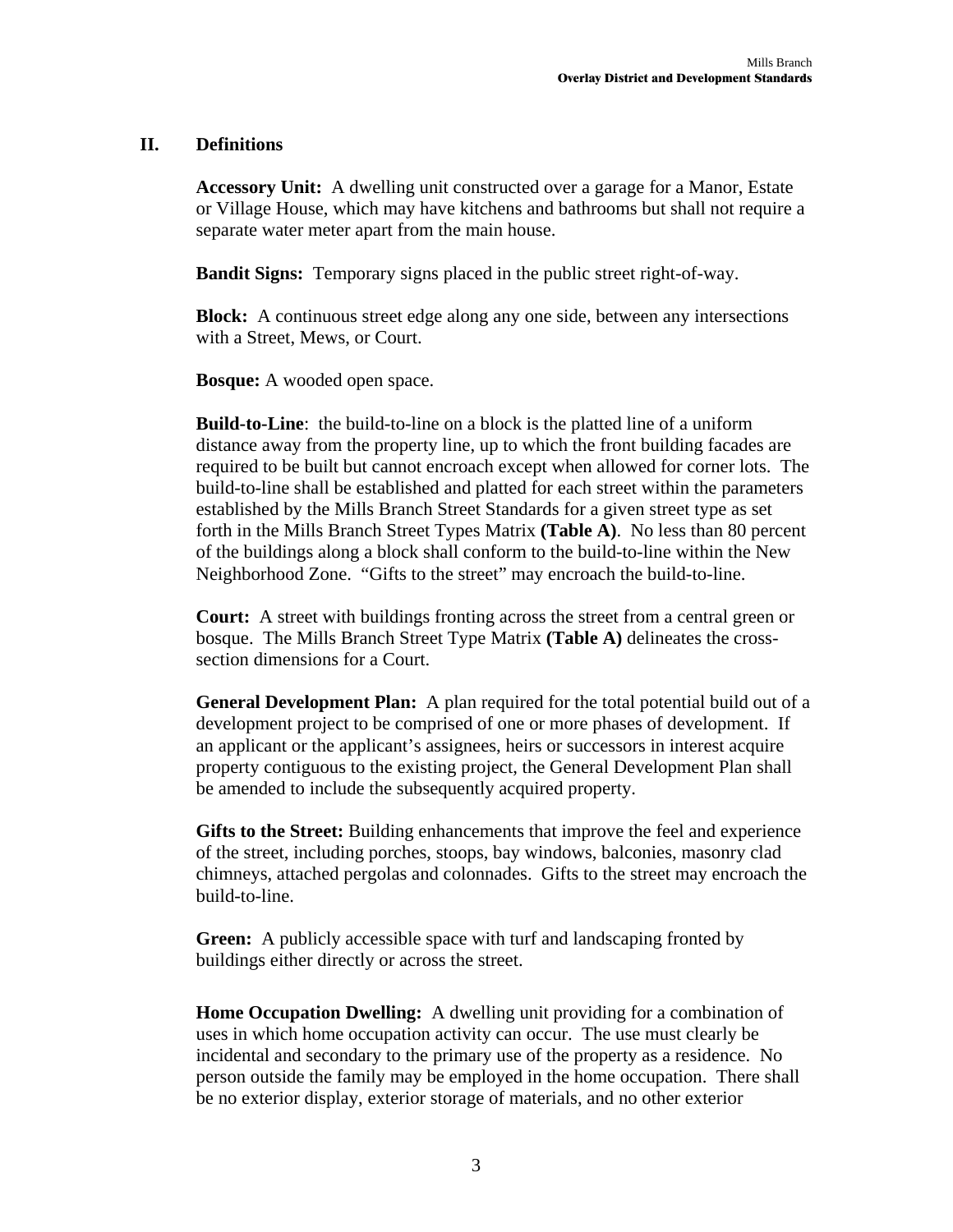## II. Definitions

**Accessory Unit:** A dwelling unit constructed over a garage for a Manor, Estate or Village House, which may have kitchens and bathrooms but shall not require a separate water meter apart from the main house.

**Bandit Signs:** Temporary signs placed in the public street right-of-way.

**Block:** A continuous street edge along any one side, between any intersections with a Street, Mews, or Court.

**Bosque:** A wooded open space.

**Build-to-Line**: the build-to-line on a block is the platted line of a uniform distance away from the property line, up to which the front building facades are required to be built but cannot encroach except when allowed for corner lots. The build-to-line shall be established and platted for each street within the parameters established by the Mills Branch Street Standards for a given street type as set forth in the Mills Branch Street Types Matrix **(Table A)**. No less than 80 percent of the buildings along a block shall conform to the build-to-line within the New Neighborhood Zone. "Gifts to the street" may encroach the build-to-line.

**Court:** A street with buildings fronting across the street from a central green or bosque. The Mills Branch Street Type Matrix **(Table A)** delineates the cross-section dimensions for a Court.

**General Development Plan:** A plan required for the total potential build out of a development project to be comprised of one or more phases of development. If an applicant or the applicant's assignees, heirs or successors in interest acquire property contiguous to the existing project, the General Development Plan shall be amended to include the subsequently acquired property.

**Gifts to the Street:** Building enhancements that improve the feel and experience of the street, including porches, stoops, bay windows, balconies, masonry clad chimneys, attached pergolas and colonnades. Gifts to the street may encroach the build-to-line.

**Green:** A publicly accessible space with turf and landscaping fronted by buildings either directly or across the street.

**Home Occupation Dwelling:** A dwelling unit providing for a combination of uses in which home occupation activity can occur. The use must clearly be incidental and secondary to the primary use of the property as a residence. No person outside the family may be employed in the home occupation. There shall be no exterior display, exterior storage of materials, and no other exterior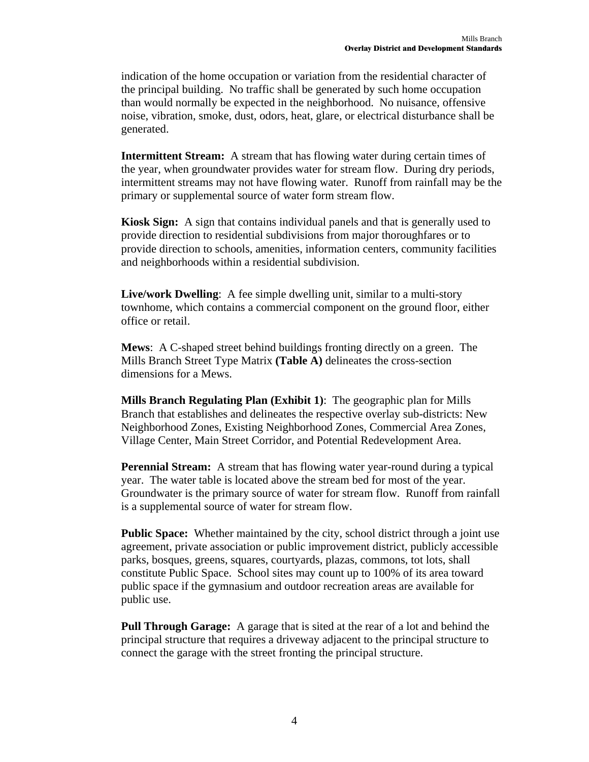indication of the home occupation or variation from the residential character of the principal building. No traffic shall be generated by such home occupation than would normally be expected in the neighborhood. No nuisance, offensive noise, vibration, smoke, dust, odors, heat, glare, or electrical disturbance shall be generated.

**Intermittent Stream:** A stream that has flowing water during certain times of the year, when groundwater provides water for stream flow. During dry periods, intermittent streams may not have flowing water. Runoff from rainfall may be the primary or supplemental source of water form stream flow.

**Kiosk Sign:** A sign that contains individual panels and that is generally used to provide direction to residential subdivisions from major thoroughfares or to provide direction to schools, amenities, information centers, community facilities and neighborhoods within a residential subdivision.

**Live/work Dwelling**: A fee simple dwelling unit, similar to a multi-story townhome, which contains a commercial component on the ground floor, either office or retail.

**Mews**: A C-shaped street behind buildings fronting directly on a green. The Mills Branch Street Type Matrix **(Table A)** delineates the cross-section dimensions for a Mews.

**Mills Branch Regulating Plan (Exhibit 1)**: The geographic plan for Mills Branch that establishes and delineates the respective overlay sub-districts: New Neighborhood Zones, Existing Neighborhood Zones, Commercial Area Zones, Village Center, Main Street Corridor, and Potential Redevelopment Area.

**Perennial Stream:** A stream that has flowing water year-round during a typical year. The water table is located above the stream bed for most of the year. Groundwater is the primary source of water for stream flow. Runoff from rainfall is a supplemental source of water for stream flow.

**Public Space:** Whether maintained by the city, school district through a joint use agreement, private association or public improvement district, publicly accessible parks, bosques, greens, squares, courtyards, plazas, commons, tot lots, shall constitute Public Space. School sites may count up to 100% of its area toward public space if the gymnasium and outdoor recreation areas are available for public use.

**Pull Through Garage:** A garage that is sited at the rear of a lot and behind the principal structure that requires a driveway adjacent to the principal structure to connect the garage with the street fronting the principal structure.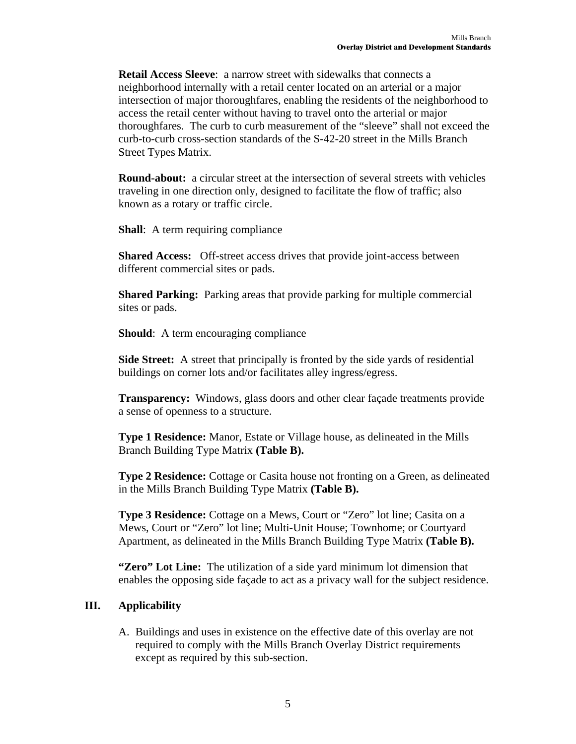**Retail Access Sleeve**: a narrow street with sidewalks that connects a neighborhood internally with a retail center located on an arterial or a major intersection of major thoroughfares, enabling the residents of the neighborhood to access the retail center without having to travel onto the arterial or major thoroughfares. The curb to curb measurement of the "sleeve" shall not exceed the curb-to-curb cross-section standards of the S-42-20 street in the Mills Branch Street Types Matrix.

**Round-about:** a circular street at the intersection of several streets with vehicles traveling in one direction only, designed to facilitate the flow of traffic; also known as a rotary or traffic circle.

**Shall**: A term requiring compliance

**Shared Access:** Off-street access drives that provide joint-access between different commercial sites or pads.

**Shared Parking:** Parking areas that provide parking for multiple commercial sites or pads.

**Should**: A term encouraging compliance

**Side Street:** A street that principally is fronted by the side yards of residential buildings on corner lots and/or facilitates alley ingress/egress.

**Transparency:** Windows, glass doors and other clear façade treatments provide a sense of openness to a structure.

**Type 1 Residence:** Manor, Estate or Village house, as delineated in the Mills Branch Building Type Matrix **(Table B).**

**Type 2 Residence:** Cottage or Casita house not fronting on a Green, as delineated in the Mills Branch Building Type Matrix **(Table B).**

**Type 3 Residence:** Cottage on a Mews, Court or "Zero" lot line; Casita on a Mews, Court or "Zero" lot line; Multi-Unit House; Townhome; or Courtyard Apartment, as delineated in the Mills Branch Building Type Matrix **(Table B).**

**"Zero" Lot Line:** The utilization of a side yard minimum lot dimension that enables the opposing side façade to act as a privacy wall for the subject residence.

## III. Applicability

A. Buildings and uses in existence on the effective date of this overlay are not required to comply with the Mills Branch Overlay District requirements except as required by this sub-section.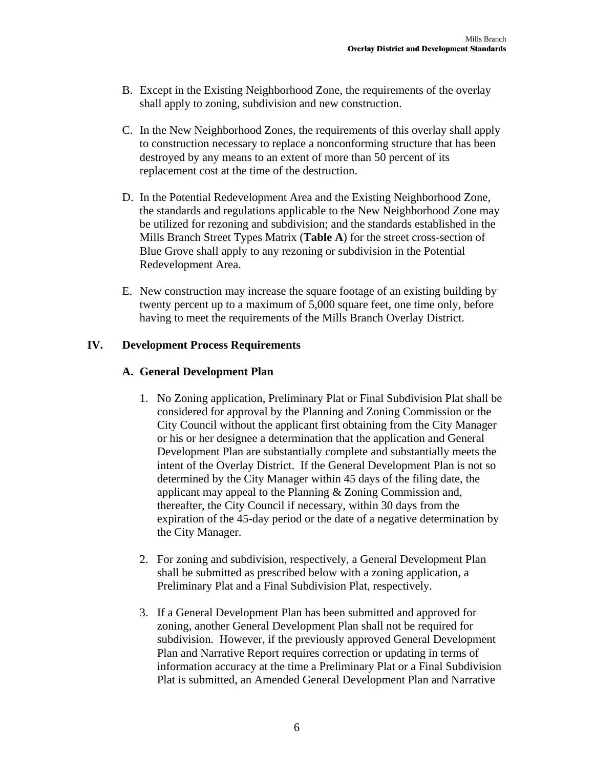B. Except in the Existing Neighborhood Zone, the requirements of the overlay shall apply to zoning, subdivision and new construction.

C. In the New Neighborhood Zones, the requirements of this overlay shall apply to construction necessary to replace a nonconforming structure that has been destroyed by any means to an extent of more than 50 percent of its replacement cost at the time of the destruction.

D. In the Potential Redevelopment Area and the Existing Neighborhood Zone, the standards and regulations applicable to the New Neighborhood Zone may be utilized for rezoning and subdivision; and the standards established in the Mills Branch Street Types Matrix (**Table A**) for the street cross-section of Blue Grove shall apply to any rezoning or subdivision in the Potential Redevelopment Area.

E. New construction may increase the square footage of an existing building by twenty percent up to a maximum of 5,000 square feet, one time only, before having to meet the requirements of the Mills Branch Overlay District.

## IV. Development Process Requirements

### A. General Development Plan

1. No Zoning application, Preliminary Plat or Final Subdivision Plat shall be considered for approval by the Planning and Zoning Commission or the City Council without the applicant first obtaining from the City Manager or his or her designee a determination that the application and General Development Plan are substantially complete and substantially meets the intent of the Overlay District. If the General Development Plan is not so determined by the City Manager within 45 days of the filing date, the applicant may appeal to the Planning & Zoning Commission and, thereafter, the City Council if necessary, within 30 days from the expiration of the 45-day period or the date of a negative determination by the City Manager.

2. For zoning and subdivision, respectively, a General Development Plan shall be submitted as prescribed below with a zoning application, a Preliminary Plat and a Final Subdivision Plat, respectively.

3. If a General Development Plan has been submitted and approved for zoning, another General Development Plan shall not be required for subdivision. However, if the previously approved General Development Plan and Narrative Report requires correction or updating in terms of information accuracy at the time a Preliminary Plat or a Final Subdivision Plat is submitted, an Amended General Development Plan and Narrative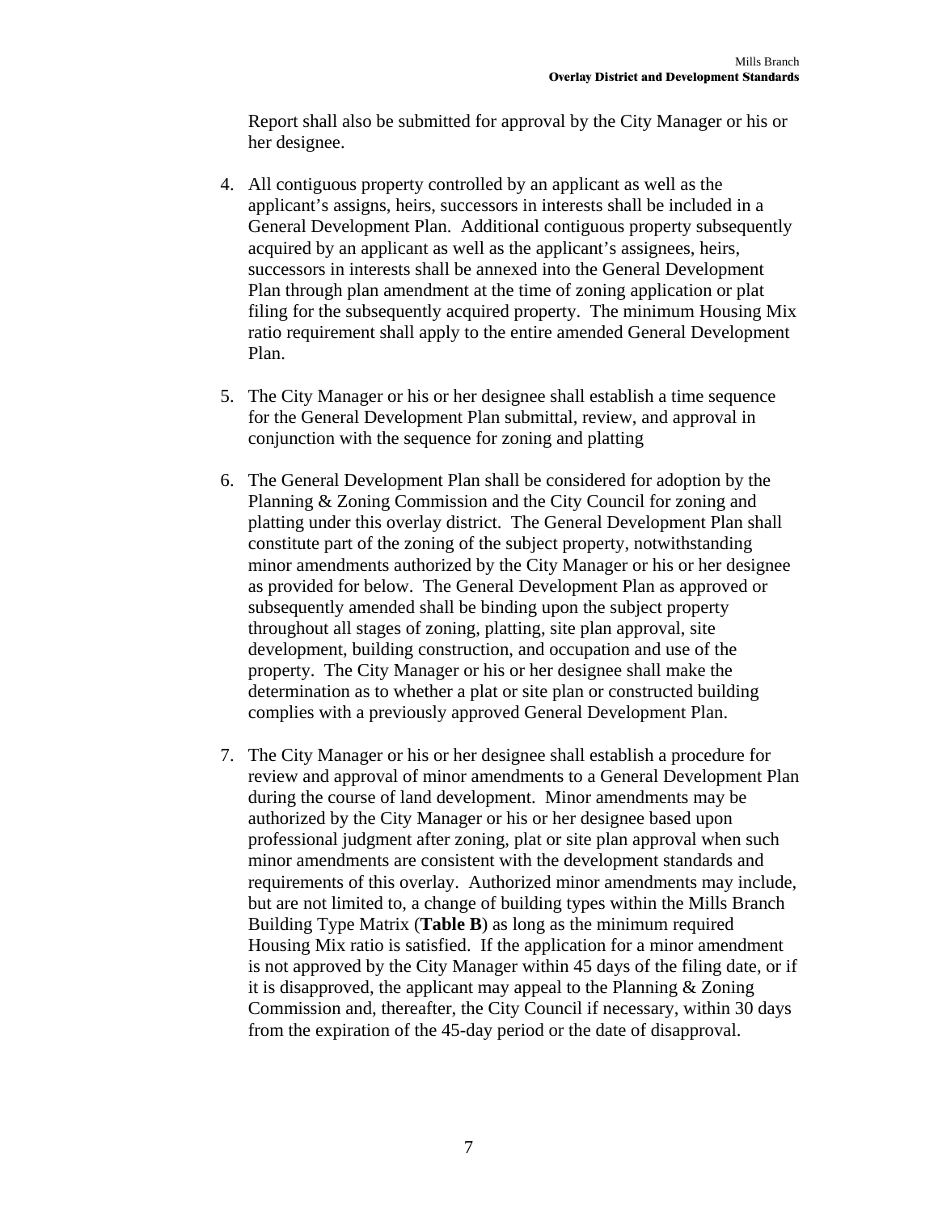Report shall also be submitted for approval by the City Manager or his or her designee.

4. All contiguous property controlled by an applicant as well as the applicant's assigns, heirs, successors in interests shall be included in a General Development Plan. Additional contiguous property subsequently acquired by an applicant as well as the applicant's assignees, heirs, successors in interests shall be annexed into the General Development Plan through plan amendment at the time of zoning application or plat filing for the subsequently acquired property. The minimum Housing Mix ratio requirement shall apply to the entire amended General Development Plan.

5. The City Manager or his or her designee shall establish a time sequence for the General Development Plan submittal, review, and approval in conjunction with the sequence for zoning and platting

6. The General Development Plan shall be considered for adoption by the Planning & Zoning Commission and the City Council for zoning and platting under this overlay district. The General Development Plan shall constitute part of the zoning of the subject property, notwithstanding minor amendments authorized by the City Manager or his or her designee as provided for below. The General Development Plan as approved or subsequently amended shall be binding upon the subject property throughout all stages of zoning, platting, site plan approval, site development, building construction, and occupation and use of the property. The City Manager or his or her designee shall make the determination as to whether a plat or site plan or constructed building complies with a previously approved General Development Plan.

7. The City Manager or his or her designee shall establish a procedure for review and approval of minor amendments to a General Development Plan during the course of land development. Minor amendments may be authorized by the City Manager or his or her designee based upon professional judgment after zoning, plat or site plan approval when such minor amendments are consistent with the development standards and requirements of this overlay. Authorized minor amendments may include, but are not limited to, a change of building types within the Mills Branch Building Type Matrix (**Table B**) as long as the minimum required Housing Mix ratio is satisfied. If the application for a minor amendment is not approved by the City Manager within 45 days of the filing date, or if it is disapproved, the applicant may appeal to the Planning & Zoning Commission and, thereafter, the City Council if necessary, within 30 days from the expiration of the 45-day period or the date of disapproval.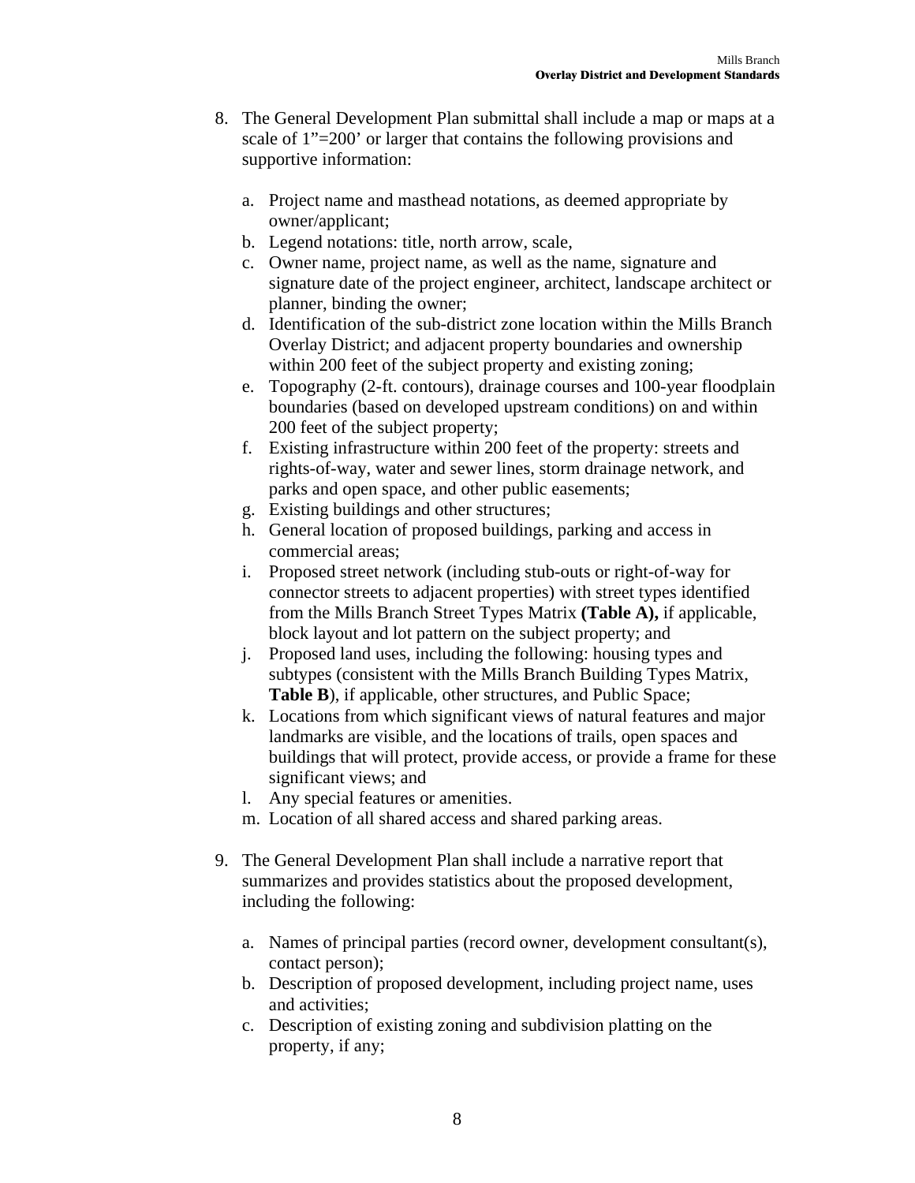8. The General Development Plan submittal shall include a map or maps at a scale of 1"=200' or larger that contains the following provisions and supportive information:

   a. Project name and masthead notations, as deemed appropriate by owner/applicant;
   b. Legend notations: title, north arrow, scale,
   c. Owner name, project name, as well as the name, signature and signature date of the project engineer, architect, landscape architect or planner, binding the owner;
   d. Identification of the sub-district zone location within the Mills Branch Overlay District; and adjacent property boundaries and ownership within 200 feet of the subject property and existing zoning;
   e. Topography (2-ft. contours), drainage courses and 100-year floodplain boundaries (based on developed upstream conditions) on and within 200 feet of the subject property;
   f. Existing infrastructure within 200 feet of the property: streets and rights-of-way, water and sewer lines, storm drainage network, and parks and open space, and other public easements;
   g. Existing buildings and other structures;
   h. General location of proposed buildings, parking and access in commercial areas;
   i. Proposed street network (including stub-outs or right-of-way for connector streets to adjacent properties) with street types identified from the Mills Branch Street Types Matrix **(Table A),** if applicable, block layout and lot pattern on the subject property; and
   j. Proposed land uses, including the following: housing types and subtypes (consistent with the Mills Branch Building Types Matrix, **Table B**), if applicable, other structures, and Public Space;
   k. Locations from which significant views of natural features and major landmarks are visible, and the locations of trails, open spaces and buildings that will protect, provide access, or provide a frame for these significant views; and
   l. Any special features or amenities.
   m. Location of all shared access and shared parking areas.

9. The General Development Plan shall include a narrative report that summarizes and provides statistics about the proposed development, including the following:

   a. Names of principal parties (record owner, development consultant(s), contact person);
   b. Description of proposed development, including project name, uses and activities;
   c. Description of existing zoning and subdivision platting on the property, if any;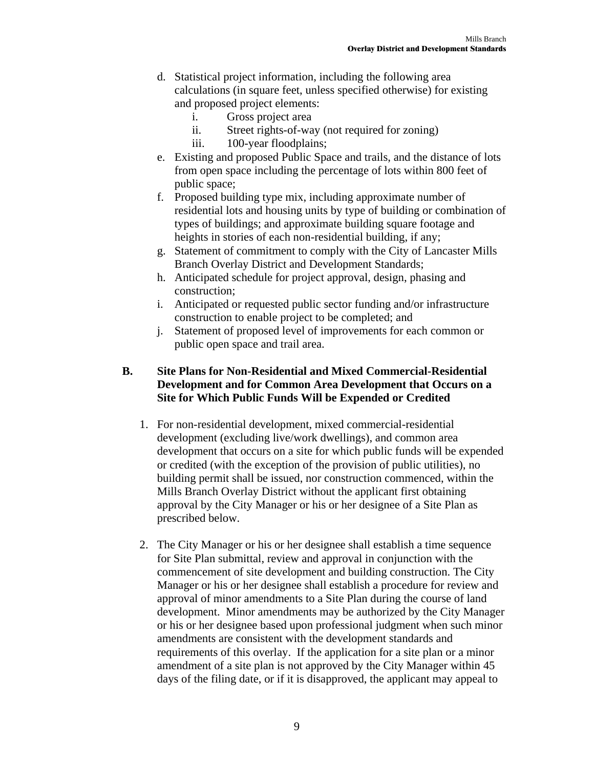d. Statistical project information, including the following area calculations (in square feet, unless specified otherwise) for existing and proposed project elements:
   i. Gross project area
   ii. Street rights-of-way (not required for zoning)
   iii. 100-year floodplains;

e. Existing and proposed Public Space and trails, and the distance of lots from open space including the percentage of lots within 800 feet of public space;

f. Proposed building type mix, including approximate number of residential lots and housing units by type of building or combination of types of buildings; and approximate building square footage and heights in stories of each non-residential building, if any;

g. Statement of commitment to comply with the City of Lancaster Mills Branch Overlay District and Development Standards;

h. Anticipated schedule for project approval, design, phasing and construction;

i. Anticipated or requested public sector funding and/or infrastructure construction to enable project to be completed; and

j. Statement of proposed level of improvements for each common or public open space and trail area.

## B. Site Plans for Non-Residential and Mixed Commercial-Residential Development and for Common Area Development that Occurs on a Site for Which Public Funds Will be Expended or Credited

1. For non-residential development, mixed commercial-residential development (excluding live/work dwellings), and common area development that occurs on a site for which public funds will be expended or credited (with the exception of the provision of public utilities), no building permit shall be issued, nor construction commenced, within the Mills Branch Overlay District without the applicant first obtaining approval by the City Manager or his or her designee of a Site Plan as prescribed below.

2. The City Manager or his or her designee shall establish a time sequence for Site Plan submittal, review and approval in conjunction with the commencement of site development and building construction. The City Manager or his or her designee shall establish a procedure for review and approval of minor amendments to a Site Plan during the course of land development. Minor amendments may be authorized by the City Manager or his or her designee based upon professional judgment when such minor amendments are consistent with the development standards and requirements of this overlay. If the application for a site plan or a minor amendment of a site plan is not approved by the City Manager within 45 days of the filing date, or if it is disapproved, the applicant may appeal to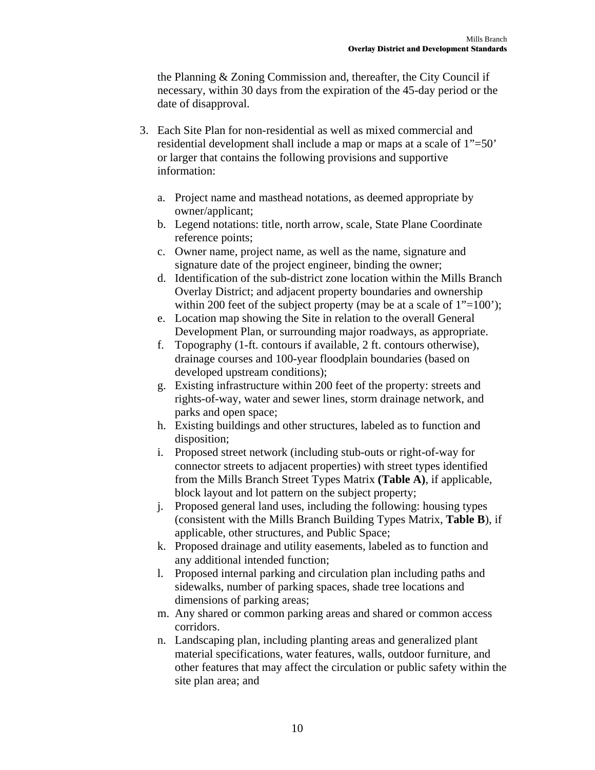the Planning & Zoning Commission and, thereafter, the City Council if necessary, within 30 days from the expiration of the 45-day period or the date of disapproval.

3. Each Site Plan for non-residential as well as mixed commercial and residential development shall include a map or maps at a scale of 1"=50' or larger that contains the following provisions and supportive information:

   a. Project name and masthead notations, as deemed appropriate by owner/applicant;
   b. Legend notations: title, north arrow, scale, State Plane Coordinate reference points;
   c. Owner name, project name, as well as the name, signature and signature date of the project engineer, binding the owner;
   d. Identification of the sub-district zone location within the Mills Branch Overlay District; and adjacent property boundaries and ownership within 200 feet of the subject property (may be at a scale of 1"=100');
   e. Location map showing the Site in relation to the overall General Development Plan, or surrounding major roadways, as appropriate.
   f. Topography (1-ft. contours if available, 2 ft. contours otherwise), drainage courses and 100-year floodplain boundaries (based on developed upstream conditions);
   g. Existing infrastructure within 200 feet of the property: streets and rights-of-way, water and sewer lines, storm drainage network, and parks and open space;
   h. Existing buildings and other structures, labeled as to function and disposition;
   i. Proposed street network (including stub-outs or right-of-way for connector streets to adjacent properties) with street types identified from the Mills Branch Street Types Matrix **(Table A)**, if applicable, block layout and lot pattern on the subject property;
   j. Proposed general land uses, including the following: housing types (consistent with the Mills Branch Building Types Matrix, **Table B**), if applicable, other structures, and Public Space;
   k. Proposed drainage and utility easements, labeled as to function and any additional intended function;
   l. Proposed internal parking and circulation plan including paths and sidewalks, number of parking spaces, shade tree locations and dimensions of parking areas;
   m. Any shared or common parking areas and shared or common access corridors.
   n. Landscaping plan, including planting areas and generalized plant material specifications, water features, walls, outdoor furniture, and other features that may affect the circulation or public safety within the site plan area; and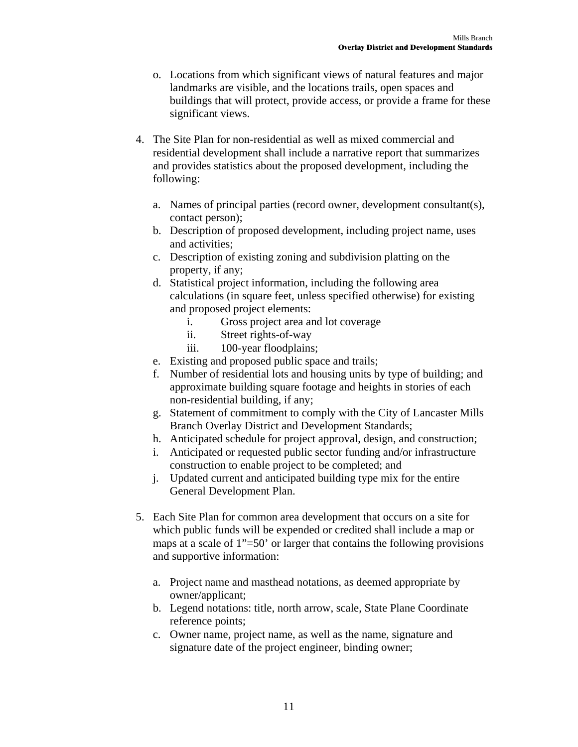o. Locations from which significant views of natural features and major landmarks are visible, and the locations trails, open spaces and buildings that will protect, provide access, or provide a frame for these significant views.

4. The Site Plan for non-residential as well as mixed commercial and residential development shall include a narrative report that summarizes and provides statistics about the proposed development, including the following:

   a. Names of principal parties (record owner, development consultant(s), contact person);
   b. Description of proposed development, including project name, uses and activities;
   c. Description of existing zoning and subdivision platting on the property, if any;
   d. Statistical project information, including the following area calculations (in square feet, unless specified otherwise) for existing and proposed project elements:
      i. Gross project area and lot coverage
      ii. Street rights-of-way
      iii. 100-year floodplains;
   e. Existing and proposed public space and trails;
   f. Number of residential lots and housing units by type of building; and approximate building square footage and heights in stories of each non-residential building, if any;
   g. Statement of commitment to comply with the City of Lancaster Mills Branch Overlay District and Development Standards;
   h. Anticipated schedule for project approval, design, and construction;
   i. Anticipated or requested public sector funding and/or infrastructure construction to enable project to be completed; and
   j. Updated current and anticipated building type mix for the entire General Development Plan.

5. Each Site Plan for common area development that occurs on a site for which public funds will be expended or credited shall include a map or maps at a scale of 1"=50' or larger that contains the following provisions and supportive information:

   a. Project name and masthead notations, as deemed appropriate by owner/applicant;
   b. Legend notations: title, north arrow, scale, State Plane Coordinate reference points;
   c. Owner name, project name, as well as the name, signature and signature date of the project engineer, binding owner;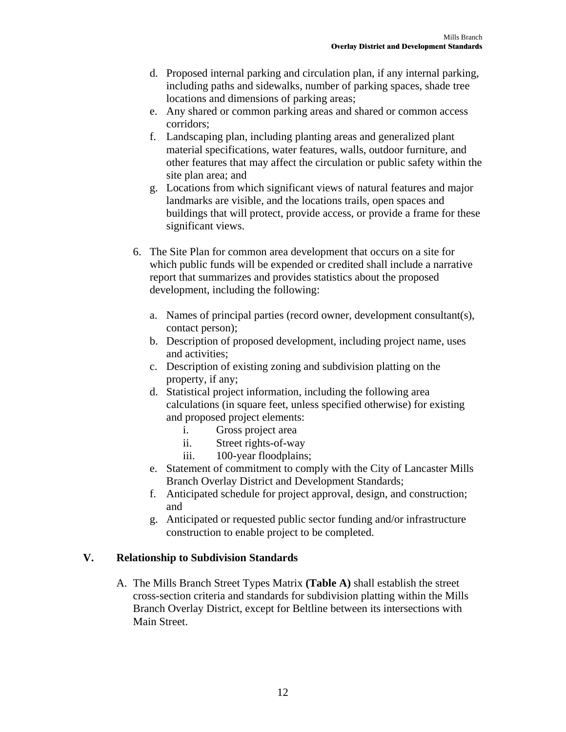d. Proposed internal parking and circulation plan, if any internal parking, including paths and sidewalks, number of parking spaces, shade tree locations and dimensions of parking areas;
e. Any shared or common parking areas and shared or common access corridors;
f. Landscaping plan, including planting areas and generalized plant material specifications, water features, walls, outdoor furniture, and other features that may affect the circulation or public safety within the site plan area; and
g. Locations from which significant views of natural features and major landmarks are visible, and the locations trails, open spaces and buildings that will protect, provide access, or provide a frame for these significant views.

6. The Site Plan for common area development that occurs on a site for which public funds will be expended or credited shall include a narrative report that summarizes and provides statistics about the proposed development, including the following:

   a. Names of principal parties (record owner, development consultant(s), contact person);
   b. Description of proposed development, including project name, uses and activities;
   c. Description of existing zoning and subdivision platting on the property, if any;
   d. Statistical project information, including the following area calculations (in square feet, unless specified otherwise) for existing and proposed project elements:
      i. Gross project area
      ii. Street rights-of-way
      iii. 100-year floodplains;
   e. Statement of commitment to comply with the City of Lancaster Mills Branch Overlay District and Development Standards;
   f. Anticipated schedule for project approval, design, and construction; and
   g. Anticipated or requested public sector funding and/or infrastructure construction to enable project to be completed.

## V. Relationship to Subdivision Standards

A. The Mills Branch Street Types Matrix **(Table A)** shall establish the street cross-section criteria and standards for subdivision platting within the Mills Branch Overlay District, except for Beltline between its intersections with Main Street.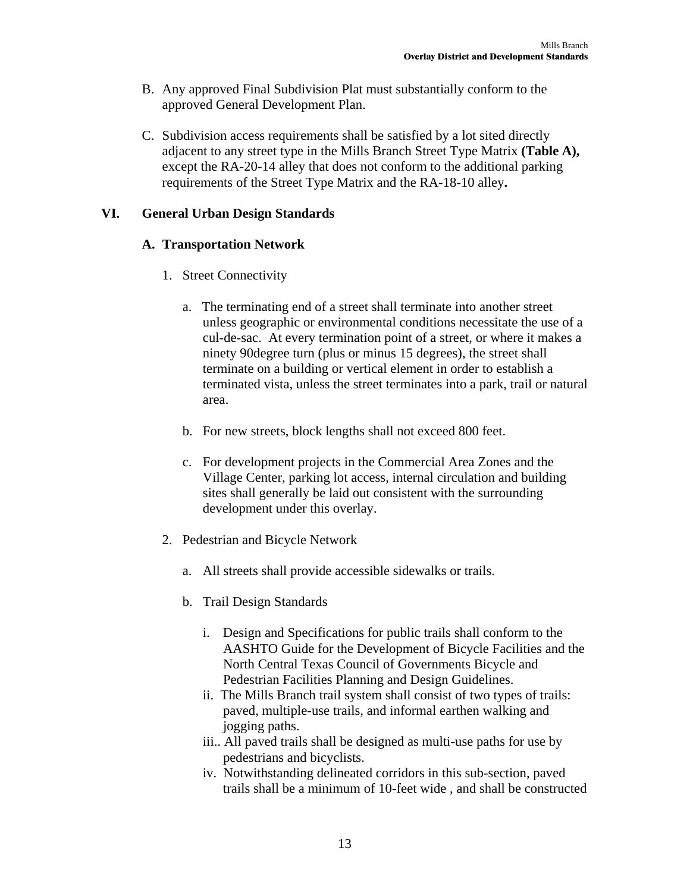B. Any approved Final Subdivision Plat must substantially conform to the approved General Development Plan.

C. Subdivision access requirements shall be satisfied by a lot sited directly adjacent to any street type in the Mills Branch Street Type Matrix **(Table A),** except the RA-20-14 alley that does not conform to the additional parking requirements of the Street Type Matrix and the RA-18-10 alley**.**

## VI. General Urban Design Standards

### A. Transportation Network

1. Street Connectivity

   a. The terminating end of a street shall terminate into another street unless geographic or environmental conditions necessitate the use of a cul-de-sac. At every termination point of a street, or where it makes a ninety 90degree turn (plus or minus 15 degrees), the street shall terminate on a building or vertical element in order to establish a terminated vista, unless the street terminates into a park, trail or natural area.

   b. For new streets, block lengths shall not exceed 800 feet.

   c. For development projects in the Commercial Area Zones and the Village Center, parking lot access, internal circulation and building sites shall generally be laid out consistent with the surrounding development under this overlay.

2. Pedestrian and Bicycle Network

   a. All streets shall provide accessible sidewalks or trails.

   b. Trail Design Standards

      i. Design and Specifications for public trails shall conform to the AASHTO Guide for the Development of Bicycle Facilities and the North Central Texas Council of Governments Bicycle and Pedestrian Facilities Planning and Design Guidelines.

      ii. The Mills Branch trail system shall consist of two types of trails: paved, multiple-use trails, and informal earthen walking and jogging paths.

      iii.. All paved trails shall be designed as multi-use paths for use by pedestrians and bicyclists.

      iv. Notwithstanding delineated corridors in this sub-section, paved trails shall be a minimum of 10-feet wide , and shall be constructed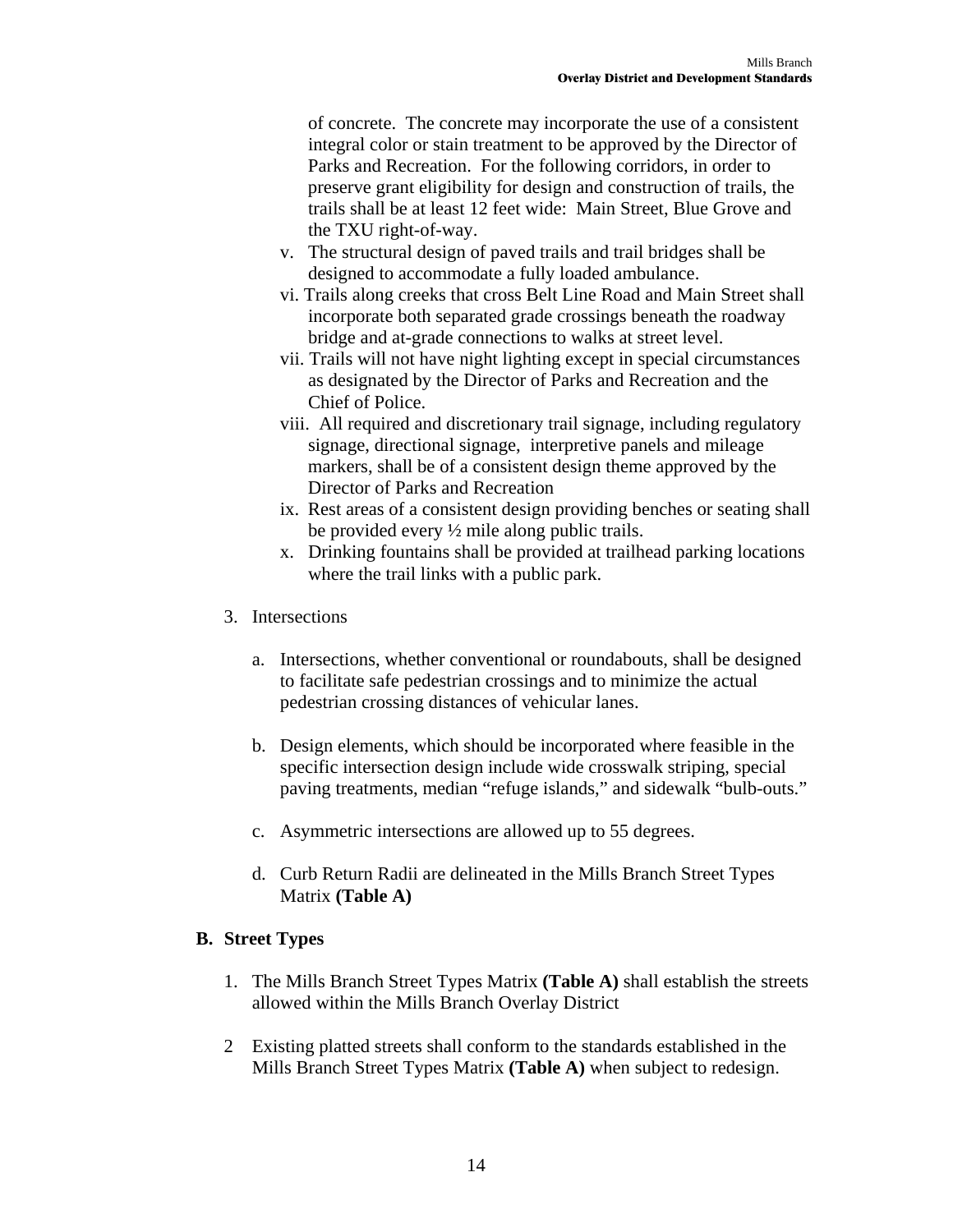of concrete. The concrete may incorporate the use of a consistent integral color or stain treatment to be approved by the Director of Parks and Recreation. For the following corridors, in order to preserve grant eligibility for design and construction of trails, the trails shall be at least 12 feet wide: Main Street, Blue Grove and the TXU right-of-way.

v. The structural design of paved trails and trail bridges shall be designed to accommodate a fully loaded ambulance.

vi. Trails along creeks that cross Belt Line Road and Main Street shall incorporate both separated grade crossings beneath the roadway bridge and at-grade connections to walks at street level.

vii. Trails will not have night lighting except in special circumstances as designated by the Director of Parks and Recreation and the Chief of Police.

viii. All required and discretionary trail signage, including regulatory signage, directional signage, interpretive panels and mileage markers, shall be of a consistent design theme approved by the Director of Parks and Recreation

ix. Rest areas of a consistent design providing benches or seating shall be provided every ½ mile along public trails.

x. Drinking fountains shall be provided at trailhead parking locations where the trail links with a public park.

3. Intersections

   a. Intersections, whether conventional or roundabouts, shall be designed to facilitate safe pedestrian crossings and to minimize the actual pedestrian crossing distances of vehicular lanes.

   b. Design elements, which should be incorporated where feasible in the specific intersection design include wide crosswalk striping, special paving treatments, median "refuge islands," and sidewalk "bulb-outs."

   c. Asymmetric intersections are allowed up to 55 degrees.

   d. Curb Return Radii are delineated in the Mills Branch Street Types Matrix **(Table A)**

**B. Street Types**

1. The Mills Branch Street Types Matrix **(Table A)** shall establish the streets allowed within the Mills Branch Overlay District

2 Existing platted streets shall conform to the standards established in the Mills Branch Street Types Matrix **(Table A)** when subject to redesign.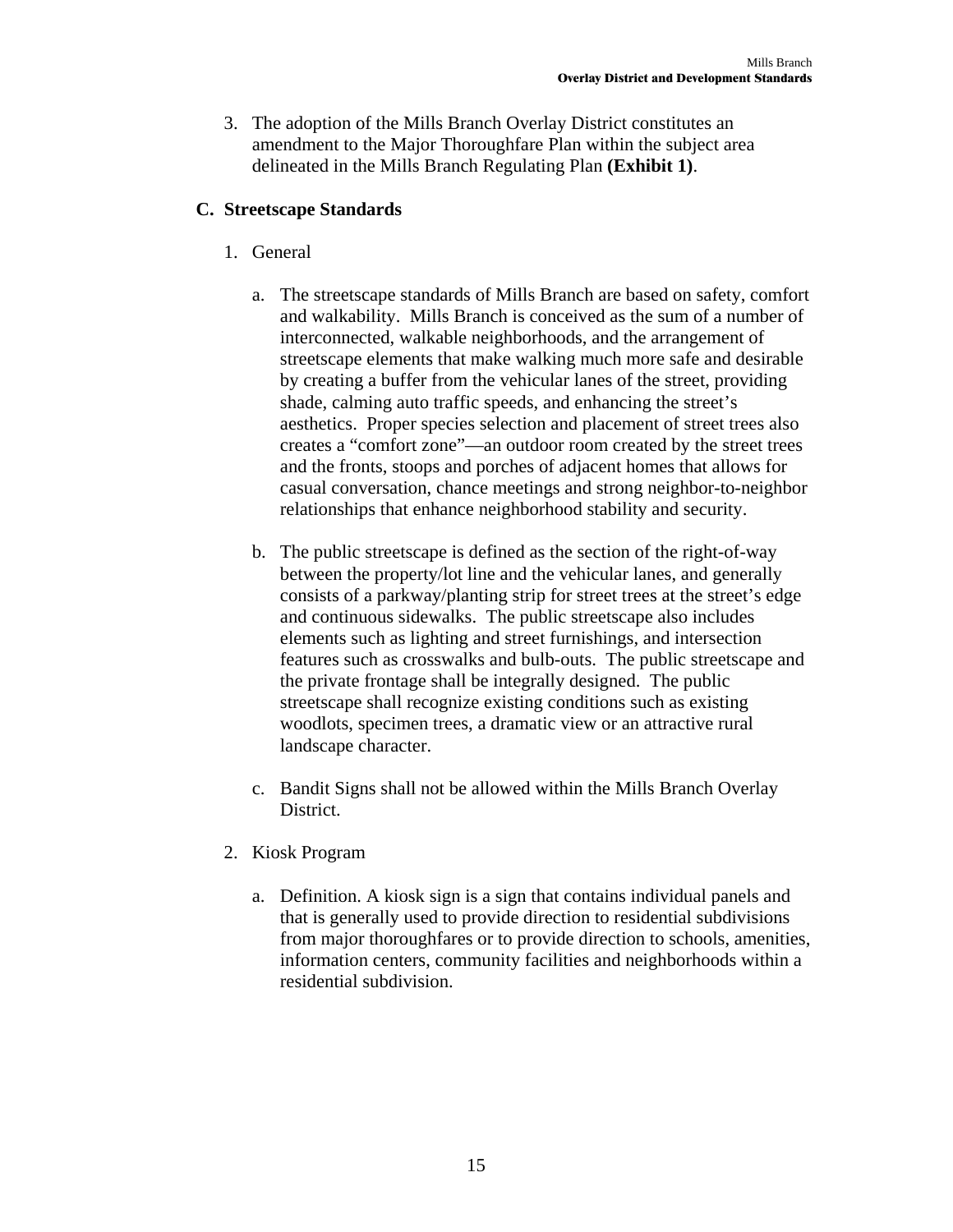3. The adoption of the Mills Branch Overlay District constitutes an amendment to the Major Thoroughfare Plan within the subject area delineated in the Mills Branch Regulating Plan **(Exhibit 1)**.

## C. Streetscape Standards

1. General

   a. The streetscape standards of Mills Branch are based on safety, comfort and walkability. Mills Branch is conceived as the sum of a number of interconnected, walkable neighborhoods, and the arrangement of streetscape elements that make walking much more safe and desirable by creating a buffer from the vehicular lanes of the street, providing shade, calming auto traffic speeds, and enhancing the street's aesthetics. Proper species selection and placement of street trees also creates a "comfort zone"—an outdoor room created by the street trees and the fronts, stoops and porches of adjacent homes that allows for casual conversation, chance meetings and strong neighbor-to-neighbor relationships that enhance neighborhood stability and security.

   b. The public streetscape is defined as the section of the right-of-way between the property/lot line and the vehicular lanes, and generally consists of a parkway/planting strip for street trees at the street's edge and continuous sidewalks. The public streetscape also includes elements such as lighting and street furnishings, and intersection features such as crosswalks and bulb-outs. The public streetscape and the private frontage shall be integrally designed. The public streetscape shall recognize existing conditions such as existing woodlots, specimen trees, a dramatic view or an attractive rural landscape character.

   c. Bandit Signs shall not be allowed within the Mills Branch Overlay District.

2. Kiosk Program

   a. Definition. A kiosk sign is a sign that contains individual panels and that is generally used to provide direction to residential subdivisions from major thoroughfares or to provide direction to schools, amenities, information centers, community facilities and neighborhoods within a residential subdivision.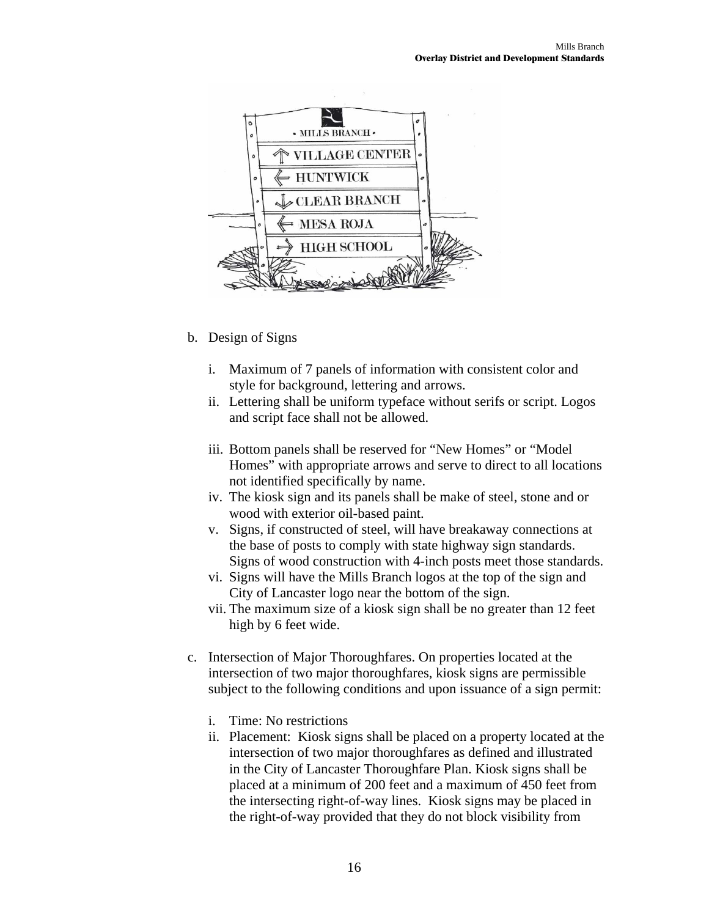b. Design of Signs

   i. Maximum of 7 panels of information with consistent color and style for background, lettering and arrows.
   ii. Lettering shall be uniform typeface without serifs or script. Logos and script face shall not be allowed.
   iii. Bottom panels shall be reserved for “New Homes” or “Model Homes” with appropriate arrows and serve to direct to all locations not identified specifically by name.
   iv. The kiosk sign and its panels shall be make of steel, stone and or wood with exterior oil-based paint.
   v. Signs, if constructed of steel, will have breakaway connections at the base of posts to comply with state highway sign standards. Signs of wood construction with 4-inch posts meet those standards.
   vi. Signs will have the Mills Branch logos at the top of the sign and City of Lancaster logo near the bottom of the sign.
   vii. The maximum size of a kiosk sign shall be no greater than 12 feet high by 6 feet wide.

c. Intersection of Major Thoroughfares. On properties located at the intersection of two major thoroughfares, kiosk signs are permissible subject to the following conditions and upon issuance of a sign permit:

   i. Time: No restrictions
   ii. Placement: Kiosk signs shall be placed on a property located at the intersection of two major thoroughfares as defined and illustrated in the City of Lancaster Thoroughfare Plan. Kiosk signs shall be placed at a minimum of 200 feet and a maximum of 450 feet from the intersecting right-of-way lines. Kiosk signs may be placed in the right-of-way provided that they do not block visibility from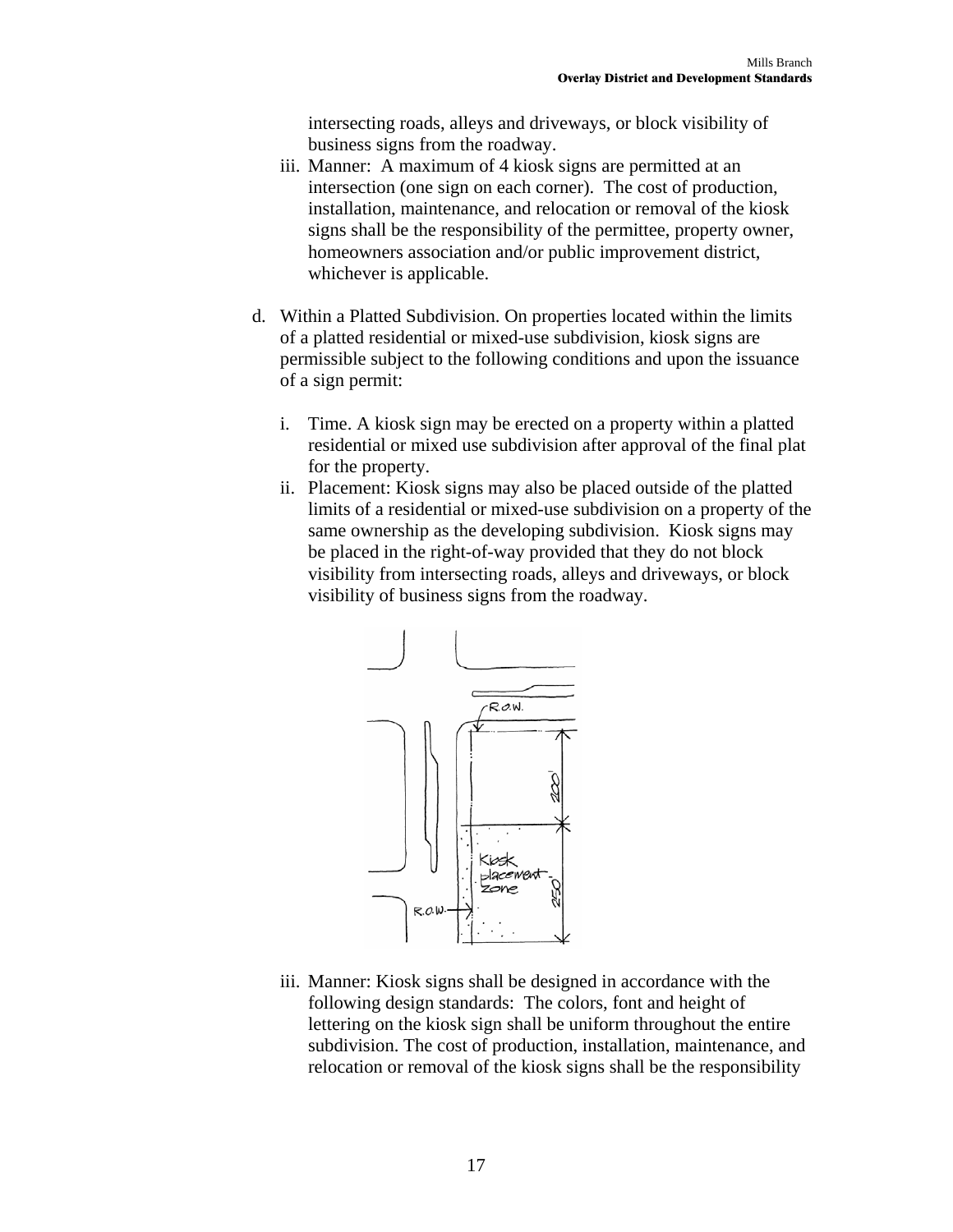intersecting roads, alleys and driveways, or block visibility of business signs from the roadway.

iii. Manner: A maximum of 4 kiosk signs are permitted at an intersection (one sign on each corner). The cost of production, installation, maintenance, and relocation or removal of the kiosk signs shall be the responsibility of the permittee, property owner, homeowners association and/or public improvement district, whichever is applicable.

d. Within a Platted Subdivision. On properties located within the limits of a platted residential or mixed-use subdivision, kiosk signs are permissible subject to the following conditions and upon the issuance of a sign permit:

   i. Time. A kiosk sign may be erected on a property within a platted residential or mixed use subdivision after approval of the final plat for the property.
   ii. Placement: Kiosk signs may also be placed outside of the platted limits of a residential or mixed-use subdivision on a property of the same ownership as the developing subdivision. Kiosk signs may be placed in the right-of-way provided that they do not block visibility from intersecting roads, alleys and driveways, or block visibility of business signs from the roadway.

   iii. Manner: Kiosk signs shall be designed in accordance with the following design standards: The colors, font and height of lettering on the kiosk sign shall be uniform throughout the entire subdivision. The cost of production, installation, maintenance, and relocation or removal of the kiosk signs shall be the responsibility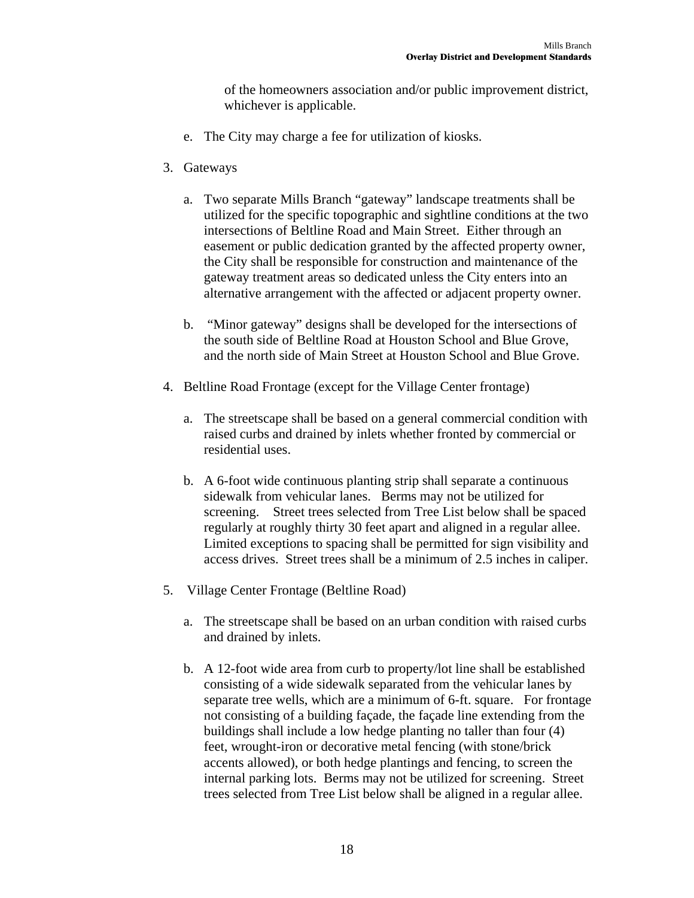of the homeowners association and/or public improvement district, whichever is applicable.

e. The City may charge a fee for utilization of kiosks.

3. Gateways

   a. Two separate Mills Branch "gateway" landscape treatments shall be utilized for the specific topographic and sightline conditions at the two intersections of Beltline Road and Main Street. Either through an easement or public dedication granted by the affected property owner, the City shall be responsible for construction and maintenance of the gateway treatment areas so dedicated unless the City enters into an alternative arrangement with the affected or adjacent property owner.

   b. "Minor gateway" designs shall be developed for the intersections of the south side of Beltline Road at Houston School and Blue Grove, and the north side of Main Street at Houston School and Blue Grove.

4. Beltline Road Frontage (except for the Village Center frontage)

   a. The streetscape shall be based on a general commercial condition with raised curbs and drained by inlets whether fronted by commercial or residential uses.

   b. A 6-foot wide continuous planting strip shall separate a continuous sidewalk from vehicular lanes. Berms may not be utilized for screening. Street trees selected from Tree List below shall be spaced regularly at roughly thirty 30 feet apart and aligned in a regular allee. Limited exceptions to spacing shall be permitted for sign visibility and access drives. Street trees shall be a minimum of 2.5 inches in caliper.

5. Village Center Frontage (Beltline Road)

   a. The streetscape shall be based on an urban condition with raised curbs and drained by inlets.

   b. A 12-foot wide area from curb to property/lot line shall be established consisting of a wide sidewalk separated from the vehicular lanes by separate tree wells, which are a minimum of 6-ft. square. For frontage not consisting of a building façade, the façade line extending from the buildings shall include a low hedge planting no taller than four (4) feet, wrought-iron or decorative metal fencing (with stone/brick accents allowed), or both hedge plantings and fencing, to screen the internal parking lots. Berms may not be utilized for screening. Street trees selected from Tree List below shall be aligned in a regular allee.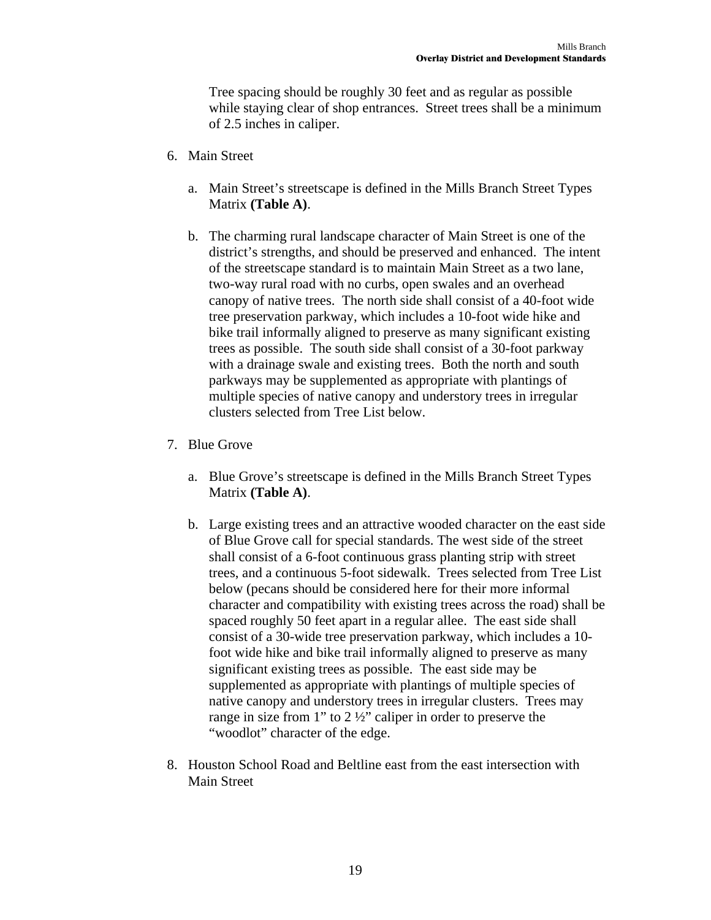Tree spacing should be roughly 30 feet and as regular as possible while staying clear of shop entrances. Street trees shall be a minimum of 2.5 inches in caliper.

6. Main Street

    a. Main Street's streetscape is defined in the Mills Branch Street Types Matrix **(Table A)**.

    b. The charming rural landscape character of Main Street is one of the district's strengths, and should be preserved and enhanced. The intent of the streetscape standard is to maintain Main Street as a two lane, two-way rural road with no curbs, open swales and an overhead canopy of native trees. The north side shall consist of a 40-foot wide tree preservation parkway, which includes a 10-foot wide hike and bike trail informally aligned to preserve as many significant existing trees as possible. The south side shall consist of a 30-foot parkway with a drainage swale and existing trees. Both the north and south parkways may be supplemented as appropriate with plantings of multiple species of native canopy and understory trees in irregular clusters selected from Tree List below.

7. Blue Grove

    a. Blue Grove's streetscape is defined in the Mills Branch Street Types Matrix **(Table A)**.

    b. Large existing trees and an attractive wooded character on the east side of Blue Grove call for special standards. The west side of the street shall consist of a 6-foot continuous grass planting strip with street trees, and a continuous 5-foot sidewalk. Trees selected from Tree List below (pecans should be considered here for their more informal character and compatibility with existing trees across the road) shall be spaced roughly 50 feet apart in a regular allee. The east side shall consist of a 30-wide tree preservation parkway, which includes a 10-foot wide hike and bike trail informally aligned to preserve as many significant existing trees as possible. The east side may be supplemented as appropriate with plantings of multiple species of native canopy and understory trees in irregular clusters. Trees may range in size from 1" to 2 ½" caliper in order to preserve the "woodlot" character of the edge.

8. Houston School Road and Beltline east from the east intersection with Main Street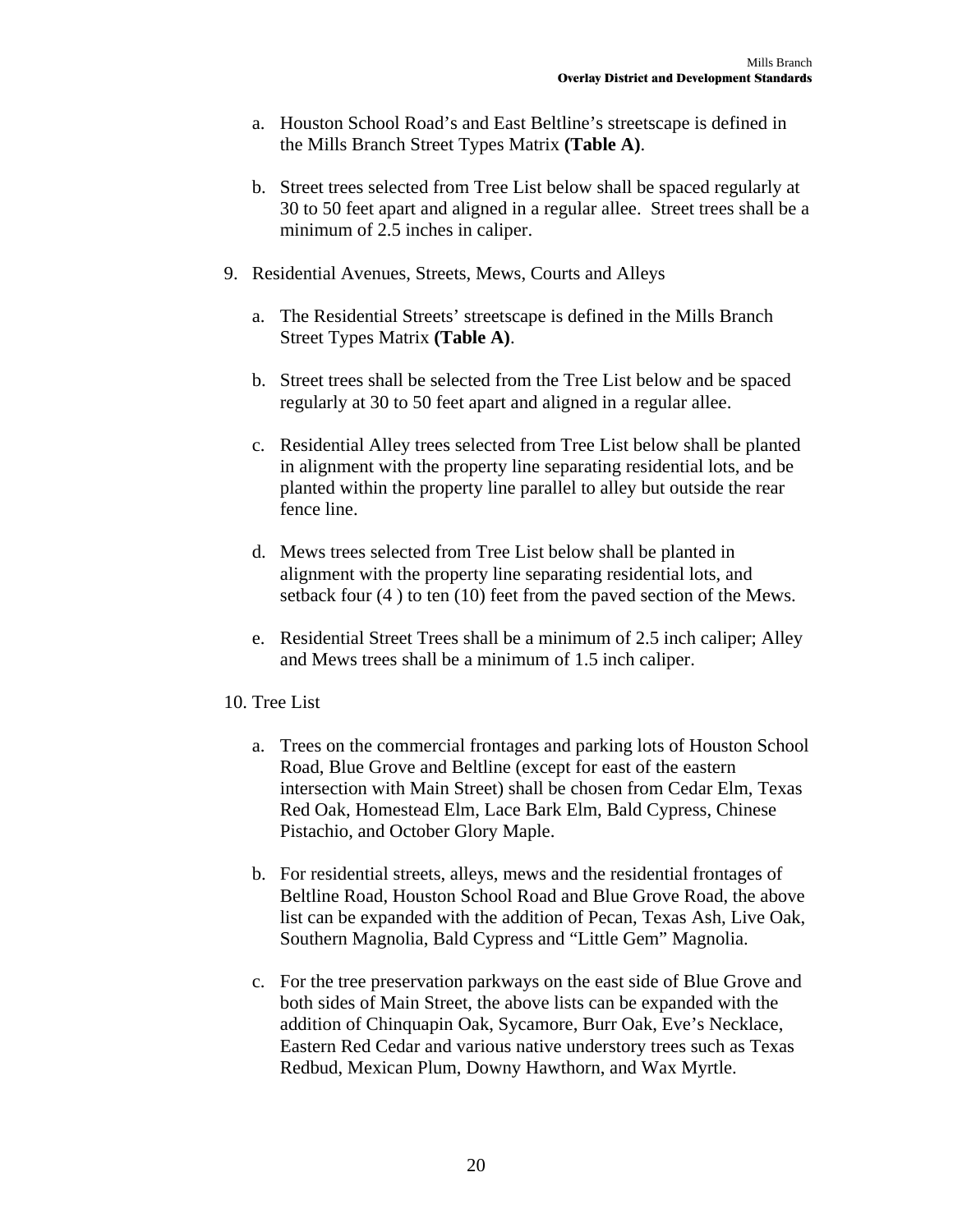a. Houston School Road's and East Beltline's streetscape is defined in the Mills Branch Street Types Matrix **(Table A)**.

b. Street trees selected from Tree List below shall be spaced regularly at 30 to 50 feet apart and aligned in a regular allee. Street trees shall be a minimum of 2.5 inches in caliper.

9. Residential Avenues, Streets, Mews, Courts and Alleys

   a. The Residential Streets' streetscape is defined in the Mills Branch Street Types Matrix **(Table A)**.

   b. Street trees shall be selected from the Tree List below and be spaced regularly at 30 to 50 feet apart and aligned in a regular allee.

   c. Residential Alley trees selected from Tree List below shall be planted in alignment with the property line separating residential lots, and be planted within the property line parallel to alley but outside the rear fence line.

   d. Mews trees selected from Tree List below shall be planted in alignment with the property line separating residential lots, and setback four (4 ) to ten (10) feet from the paved section of the Mews.

   e. Residential Street Trees shall be a minimum of 2.5 inch caliper; Alley and Mews trees shall be a minimum of 1.5 inch caliper.

10. Tree List

    a. Trees on the commercial frontages and parking lots of Houston School Road, Blue Grove and Beltline (except for east of the eastern intersection with Main Street) shall be chosen from Cedar Elm, Texas Red Oak, Homestead Elm, Lace Bark Elm, Bald Cypress, Chinese Pistachio, and October Glory Maple.

    b. For residential streets, alleys, mews and the residential frontages of Beltline Road, Houston School Road and Blue Grove Road, the above list can be expanded with the addition of Pecan, Texas Ash, Live Oak, Southern Magnolia, Bald Cypress and "Little Gem" Magnolia.

    c. For the tree preservation parkways on the east side of Blue Grove and both sides of Main Street, the above lists can be expanded with the addition of Chinquapin Oak, Sycamore, Burr Oak, Eve's Necklace, Eastern Red Cedar and various native understory trees such as Texas Redbud, Mexican Plum, Downy Hawthorn, and Wax Myrtle.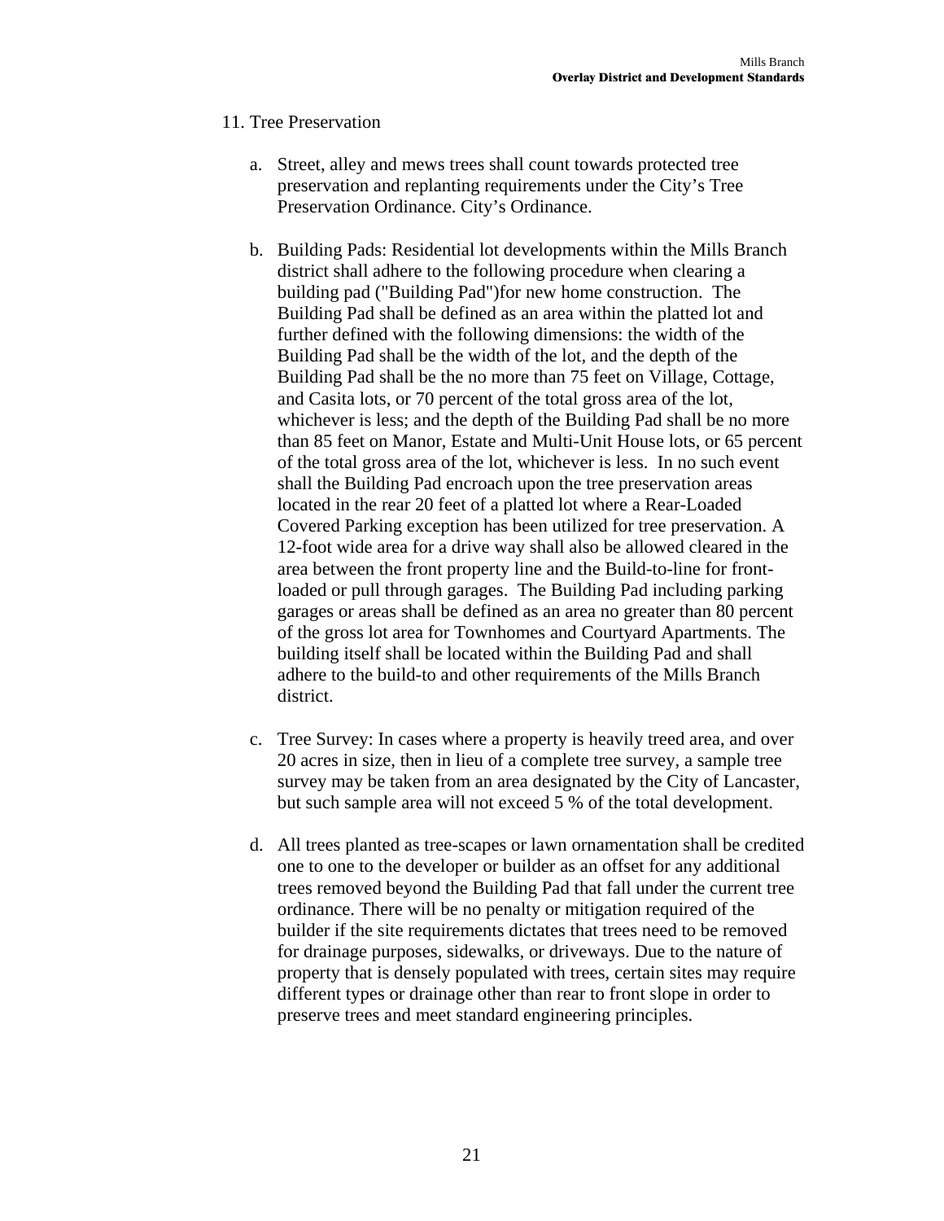11. Tree Preservation

   a. Street, alley and mews trees shall count towards protected tree preservation and replanting requirements under the City's Tree Preservation Ordinance. City's Ordinance.

   b. Building Pads: Residential lot developments within the Mills Branch district shall adhere to the following procedure when clearing a building pad ("Building Pad")for new home construction. The Building Pad shall be defined as an area within the platted lot and further defined with the following dimensions: the width of the Building Pad shall be the width of the lot, and the depth of the Building Pad shall be the no more than 75 feet on Village, Cottage, and Casita lots, or 70 percent of the total gross area of the lot, whichever is less; and the depth of the Building Pad shall be no more than 85 feet on Manor, Estate and Multi-Unit House lots, or 65 percent of the total gross area of the lot, whichever is less. In no such event shall the Building Pad encroach upon the tree preservation areas located in the rear 20 feet of a platted lot where a Rear-Loaded Covered Parking exception has been utilized for tree preservation. A 12-foot wide area for a drive way shall also be allowed cleared in the area between the front property line and the Build-to-line for front-loaded or pull through garages. The Building Pad including parking garages or areas shall be defined as an area no greater than 80 percent of the gross lot area for Townhomes and Courtyard Apartments. The building itself shall be located within the Building Pad and shall adhere to the build-to and other requirements of the Mills Branch district.

   c. Tree Survey: In cases where a property is heavily treed area, and over 20 acres in size, then in lieu of a complete tree survey, a sample tree survey may be taken from an area designated by the City of Lancaster, but such sample area will not exceed 5 % of the total development.

   d. All trees planted as tree-scapes or lawn ornamentation shall be credited one to one to the developer or builder as an offset for any additional trees removed beyond the Building Pad that fall under the current tree ordinance. There will be no penalty or mitigation required of the builder if the site requirements dictates that trees need to be removed for drainage purposes, sidewalks, or driveways. Due to the nature of property that is densely populated with trees, certain sites may require different types or drainage other than rear to front slope in order to preserve trees and meet standard engineering principles.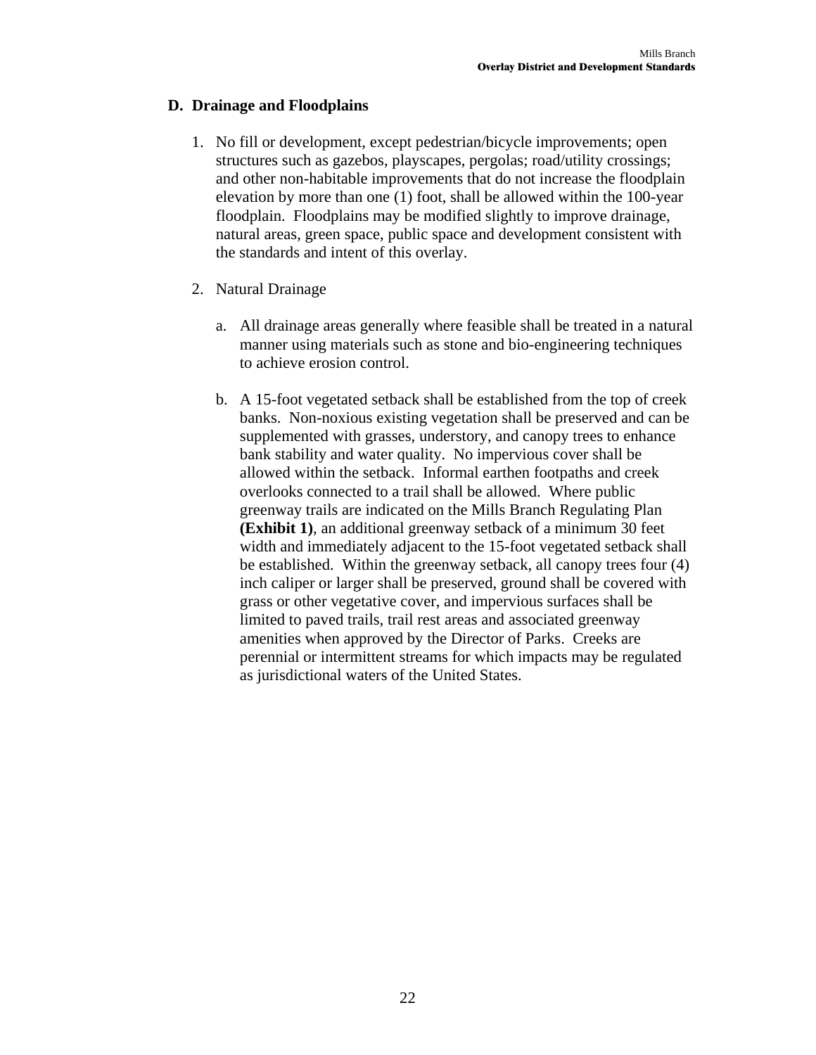## D. Drainage and Floodplains

1. No fill or development, except pedestrian/bicycle improvements; open structures such as gazebos, playscapes, pergolas; road/utility crossings; and other non-habitable improvements that do not increase the floodplain elevation by more than one (1) foot, shall be allowed within the 100-year floodplain. Floodplains may be modified slightly to improve drainage, natural areas, green space, public space and development consistent with the standards and intent of this overlay.

2. Natural Drainage

   a. All drainage areas generally where feasible shall be treated in a natural manner using materials such as stone and bio-engineering techniques to achieve erosion control.

   b. A 15-foot vegetated setback shall be established from the top of creek banks. Non-noxious existing vegetation shall be preserved and can be supplemented with grasses, understory, and canopy trees to enhance bank stability and water quality. No impervious cover shall be allowed within the setback. Informal earthen footpaths and creek overlooks connected to a trail shall be allowed. Where public greenway trails are indicated on the Mills Branch Regulating Plan **(Exhibit 1)**, an additional greenway setback of a minimum 30 feet width and immediately adjacent to the 15-foot vegetated setback shall be established. Within the greenway setback, all canopy trees four (4) inch caliper or larger shall be preserved, ground shall be covered with grass or other vegetative cover, and impervious surfaces shall be limited to paved trails, trail rest areas and associated greenway amenities when approved by the Director of Parks. Creeks are perennial or intermittent streams for which impacts may be regulated as jurisdictional waters of the United States.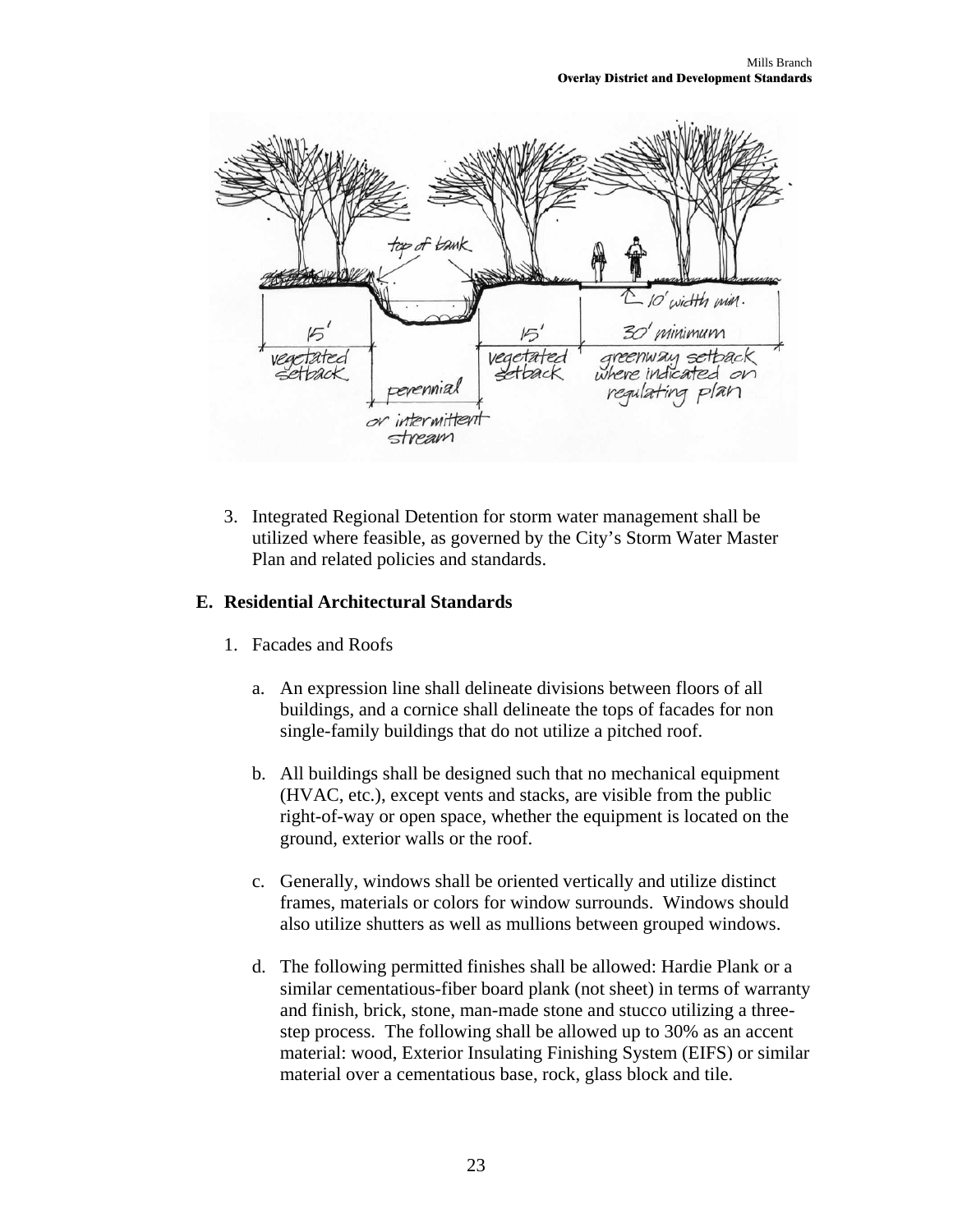3. Integrated Regional Detention for storm water management shall be utilized where feasible, as governed by the City's Storm Water Master Plan and related policies and standards.

### E. Residential Architectural Standards

1. Facades and Roofs

   a. An expression line shall delineate divisions between floors of all buildings, and a cornice shall delineate the tops of facades for non single-family buildings that do not utilize a pitched roof.

   b. All buildings shall be designed such that no mechanical equipment (HVAC, etc.), except vents and stacks, are visible from the public right-of-way or open space, whether the equipment is located on the ground, exterior walls or the roof.

   c. Generally, windows shall be oriented vertically and utilize distinct frames, materials or colors for window surrounds. Windows should also utilize shutters as well as mullions between grouped windows.

   d. The following permitted finishes shall be allowed: Hardie Plank or a similar cementatious-fiber board plank (not sheet) in terms of warranty and finish, brick, stone, man-made stone and stucco utilizing a three-step process. The following shall be allowed up to 30% as an accent material: wood, Exterior Insulating Finishing System (EIFS) or similar material over a cementatious base, rock, glass block and tile.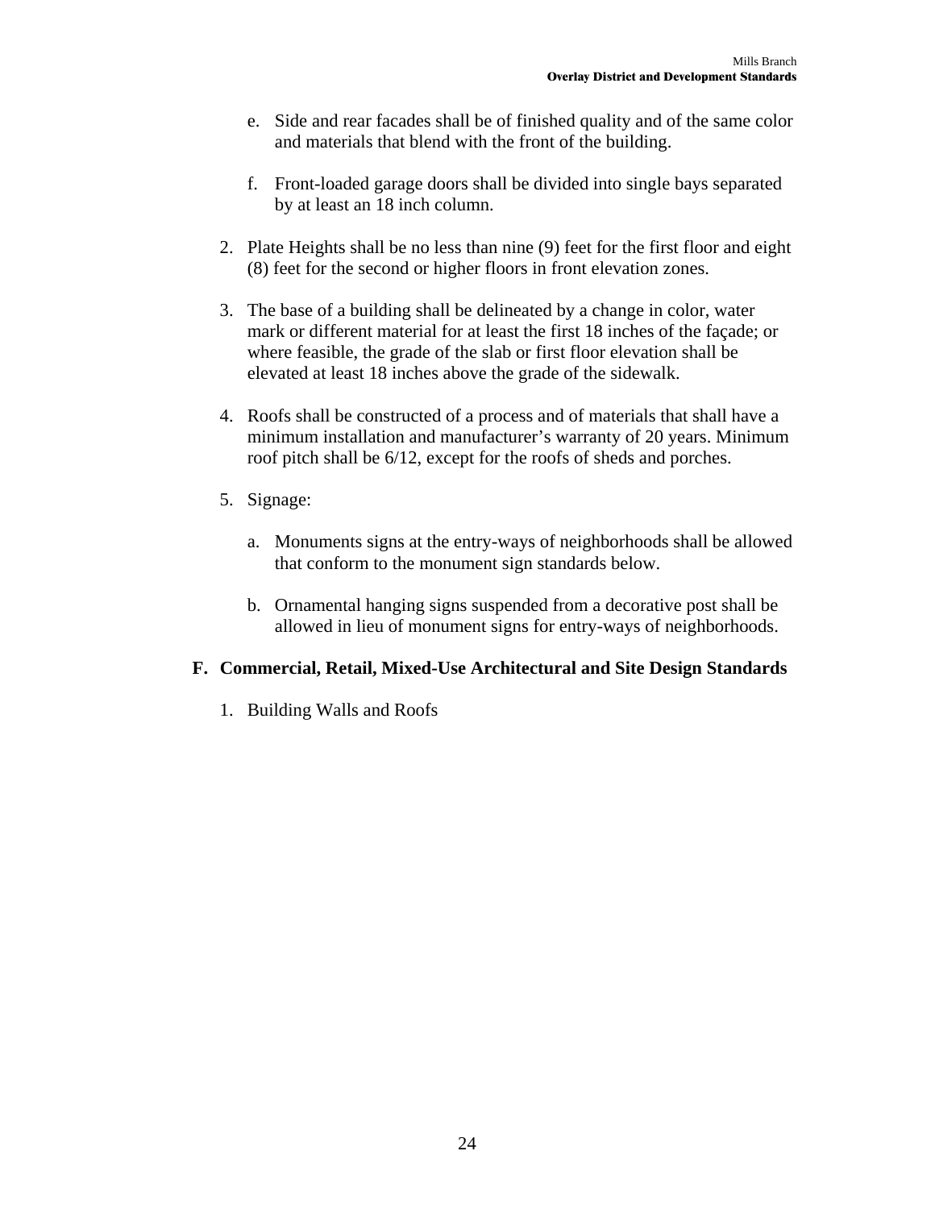e. Side and rear facades shall be of finished quality and of the same color and materials that blend with the front of the building.

f. Front-loaded garage doors shall be divided into single bays separated by at least an 18 inch column.

2. Plate Heights shall be no less than nine (9) feet for the first floor and eight (8) feet for the second or higher floors in front elevation zones.

3. The base of a building shall be delineated by a change in color, water mark or different material for at least the first 18 inches of the façade; or where feasible, the grade of the slab or first floor elevation shall be elevated at least 18 inches above the grade of the sidewalk.

4. Roofs shall be constructed of a process and of materials that shall have a minimum installation and manufacturer's warranty of 20 years. Minimum roof pitch shall be 6/12, except for the roofs of sheds and porches.

5. Signage:

   a. Monuments signs at the entry-ways of neighborhoods shall be allowed that conform to the monument sign standards below.

   b. Ornamental hanging signs suspended from a decorative post shall be allowed in lieu of monument signs for entry-ways of neighborhoods.

## F. Commercial, Retail, Mixed-Use Architectural and Site Design Standards

1. Building Walls and Roofs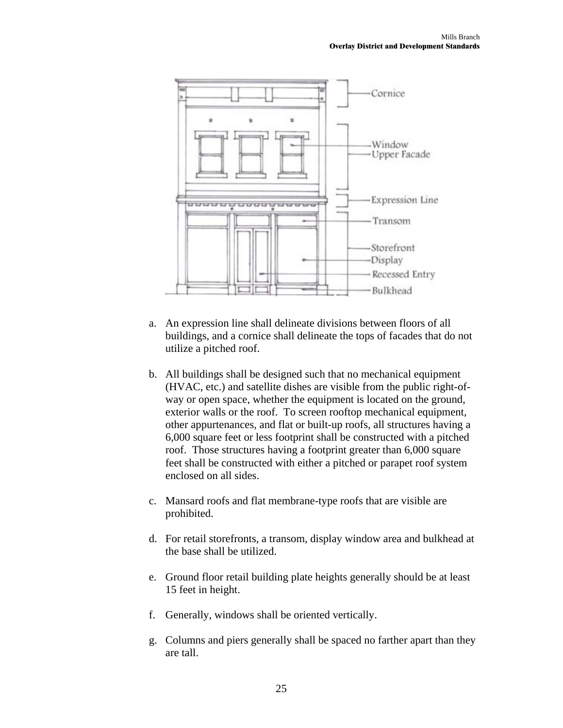Cornice

Window
Upper Facade

Expression Line

Transom

Storefront
Display
Recessed Entry
Bulkhead

a. An expression line shall delineate divisions between floors of all buildings, and a cornice shall delineate the tops of facades that do not utilize a pitched roof.

b. All buildings shall be designed such that no mechanical equipment (HVAC, etc.) and satellite dishes are visible from the public right-of-way or open space, whether the equipment is located on the ground, exterior walls or the roof. To screen rooftop mechanical equipment, other appurtenances, and flat or built-up roofs, all structures having a 6,000 square feet or less footprint shall be constructed with a pitched roof. Those structures having a footprint greater than 6,000 square feet shall be constructed with either a pitched or parapet roof system enclosed on all sides.

c. Mansard roofs and flat membrane-type roofs that are visible are prohibited.

d. For retail storefronts, a transom, display window area and bulkhead at the base shall be utilized.

e. Ground floor retail building plate heights generally should be at least 15 feet in height.

f. Generally, windows shall be oriented vertically.

g. Columns and piers generally shall be spaced no farther apart than they are tall.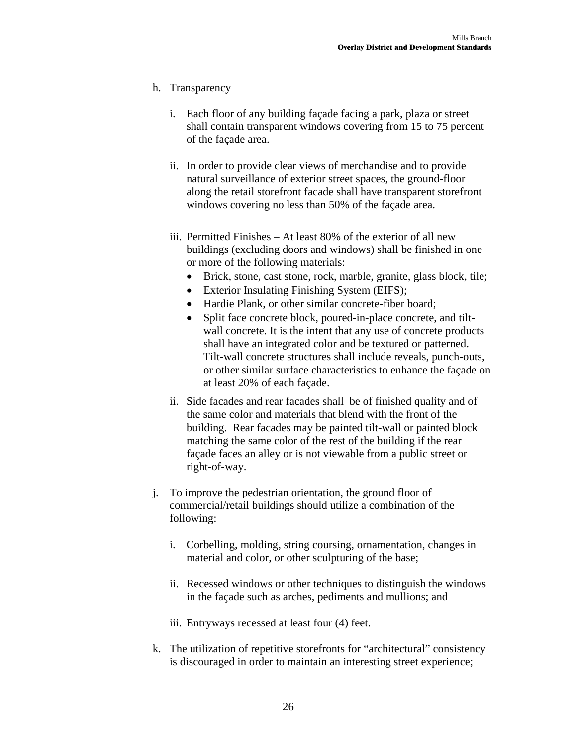h. Transparency

   i. Each floor of any building façade facing a park, plaza or street shall contain transparent windows covering from 15 to 75 percent of the façade area.

   ii. In order to provide clear views of merchandise and to provide natural surveillance of exterior street spaces, the ground-floor along the retail storefront facade shall have transparent storefront windows covering no less than 50% of the façade area.

   iii. Permitted Finishes – At least 80% of the exterior of all new buildings (excluding doors and windows) shall be finished in one or more of the following materials:
      - Brick, stone, cast stone, rock, marble, granite, glass block, tile;
      - Exterior Insulating Finishing System (EIFS);
      - Hardie Plank, or other similar concrete-fiber board;
      - Split face concrete block, poured-in-place concrete, and tilt-wall concrete. It is the intent that any use of concrete products shall have an integrated color and be textured or patterned. Tilt-wall concrete structures shall include reveals, punch-outs, or other similar surface characteristics to enhance the façade on at least 20% of each façade.

   ii. Side facades and rear facades shall be of finished quality and of the same color and materials that blend with the front of the building. Rear facades may be painted tilt-wall or painted block matching the same color of the rest of the building if the rear façade faces an alley or is not viewable from a public street or right-of-way.

j. To improve the pedestrian orientation, the ground floor of commercial/retail buildings should utilize a combination of the following:

   i. Corbelling, molding, string coursing, ornamentation, changes in material and color, or other sculpturing of the base;

   ii. Recessed windows or other techniques to distinguish the windows in the façade such as arches, pediments and mullions; and

   iii. Entryways recessed at least four (4) feet.

k. The utilization of repetitive storefronts for "architectural" consistency is discouraged in order to maintain an interesting street experience;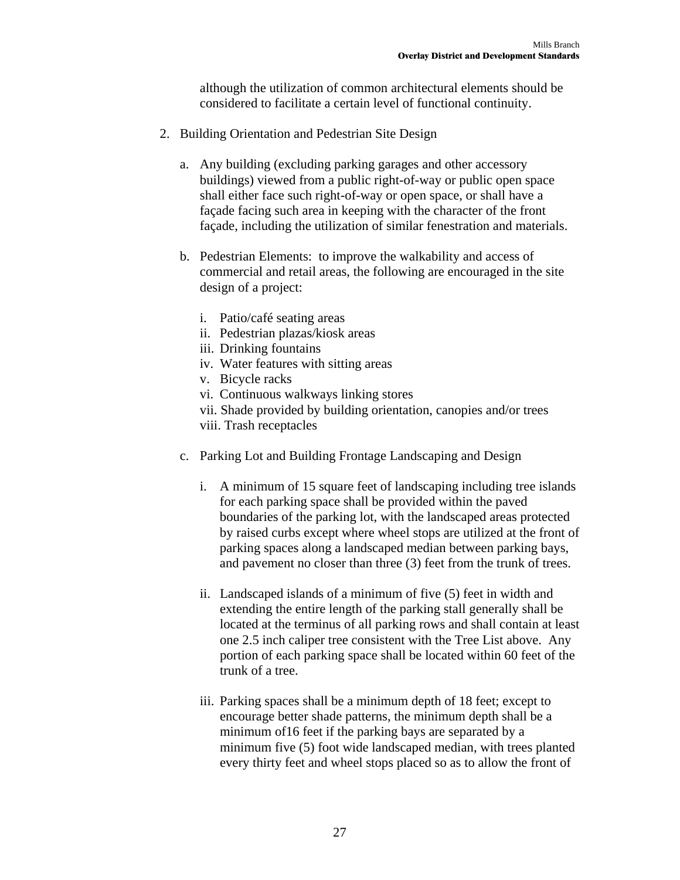although the utilization of common architectural elements should be considered to facilitate a certain level of functional continuity.

2. Building Orientation and Pedestrian Site Design

   a. Any building (excluding parking garages and other accessory buildings) viewed from a public right-of-way or public open space shall either face such right-of-way or open space, or shall have a façade facing such area in keeping with the character of the front façade, including the utilization of similar fenestration and materials.

   b. Pedestrian Elements: to improve the walkability and access of commercial and retail areas, the following are encouraged in the site design of a project:

      i. Patio/café seating areas
      ii. Pedestrian plazas/kiosk areas
      iii. Drinking fountains
      iv. Water features with sitting areas
      v. Bicycle racks
      vi. Continuous walkways linking stores
      vii. Shade provided by building orientation, canopies and/or trees
      viii. Trash receptacles

   c. Parking Lot and Building Frontage Landscaping and Design

      i. A minimum of 15 square feet of landscaping including tree islands for each parking space shall be provided within the paved boundaries of the parking lot, with the landscaped areas protected by raised curbs except where wheel stops are utilized at the front of parking spaces along a landscaped median between parking bays, and pavement no closer than three (3) feet from the trunk of trees.

      ii. Landscaped islands of a minimum of five (5) feet in width and extending the entire length of the parking stall generally shall be located at the terminus of all parking rows and shall contain at least one 2.5 inch caliper tree consistent with the Tree List above. Any portion of each parking space shall be located within 60 feet of the trunk of a tree.

      iii. Parking spaces shall be a minimum depth of 18 feet; except to encourage better shade patterns, the minimum depth shall be a minimum of16 feet if the parking bays are separated by a minimum five (5) foot wide landscaped median, with trees planted every thirty feet and wheel stops placed so as to allow the front of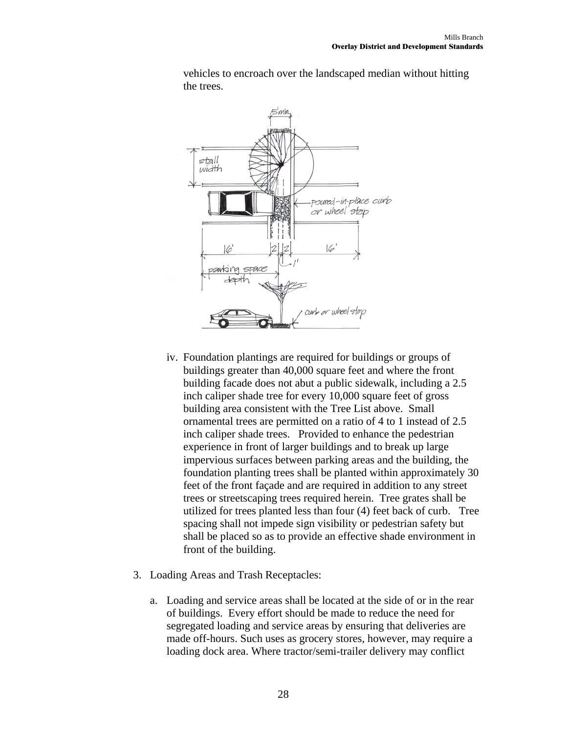vehicles to encroach over the landscaped median without hitting the trees.

iv. Foundation plantings are required for buildings or groups of buildings greater than 40,000 square feet and where the front building facade does not abut a public sidewalk, including a 2.5 inch caliper shade tree for every 10,000 square feet of gross building area consistent with the Tree List above. Small ornamental trees are permitted on a ratio of 4 to 1 instead of 2.5 inch caliper shade trees. Provided to enhance the pedestrian experience in front of larger buildings and to break up large impervious surfaces between parking areas and the building, the foundation planting trees shall be planted within approximately 30 feet of the front façade and are required in addition to any street trees or streetscaping trees required herein. Tree grates shall be utilized for trees planted less than four (4) feet back of curb. Tree spacing shall not impede sign visibility or pedestrian safety but shall be placed so as to provide an effective shade environment in front of the building.

3. Loading Areas and Trash Receptacles:

   a. Loading and service areas shall be located at the side of or in the rear of buildings. Every effort should be made to reduce the need for segregated loading and service areas by ensuring that deliveries are made off-hours. Such uses as grocery stores, however, may require a loading dock area. Where tractor/semi-trailer delivery may conflict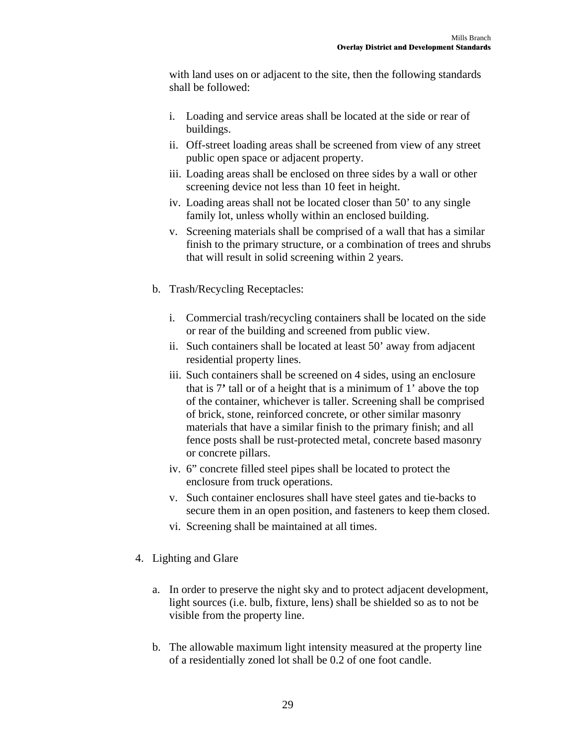with land uses on or adjacent to the site, then the following standards shall be followed:

i. Loading and service areas shall be located at the side or rear of buildings.
ii. Off-street loading areas shall be screened from view of any street public open space or adjacent property.
iii. Loading areas shall be enclosed on three sides by a wall or other screening device not less than 10 feet in height.
iv. Loading areas shall not be located closer than 50’ to any single family lot, unless wholly within an enclosed building.
v. Screening materials shall be comprised of a wall that has a similar finish to the primary structure, or a combination of trees and shrubs that will result in solid screening within 2 years.

b. Trash/Recycling Receptacles:

i. Commercial trash/recycling containers shall be located on the side or rear of the building and screened from public view.
ii. Such containers shall be located at least 50’ away from adjacent residential property lines.
iii. Such containers shall be screened on 4 sides, using an enclosure that is 7**’** tall or of a height that is a minimum of 1’ above the top of the container, whichever is taller. Screening shall be comprised of brick, stone, reinforced concrete, or other similar masonry materials that have a similar finish to the primary finish; and all fence posts shall be rust-protected metal, concrete based masonry or concrete pillars.
iv. 6” concrete filled steel pipes shall be located to protect the enclosure from truck operations.
v. Such container enclosures shall have steel gates and tie-backs to secure them in an open position, and fasteners to keep them closed.
vi. Screening shall be maintained at all times.

4. Lighting and Glare

a. In order to preserve the night sky and to protect adjacent development, light sources (i.e. bulb, fixture, lens) shall be shielded so as to not be visible from the property line.

b. The allowable maximum light intensity measured at the property line of a residentially zoned lot shall be 0.2 of one foot candle.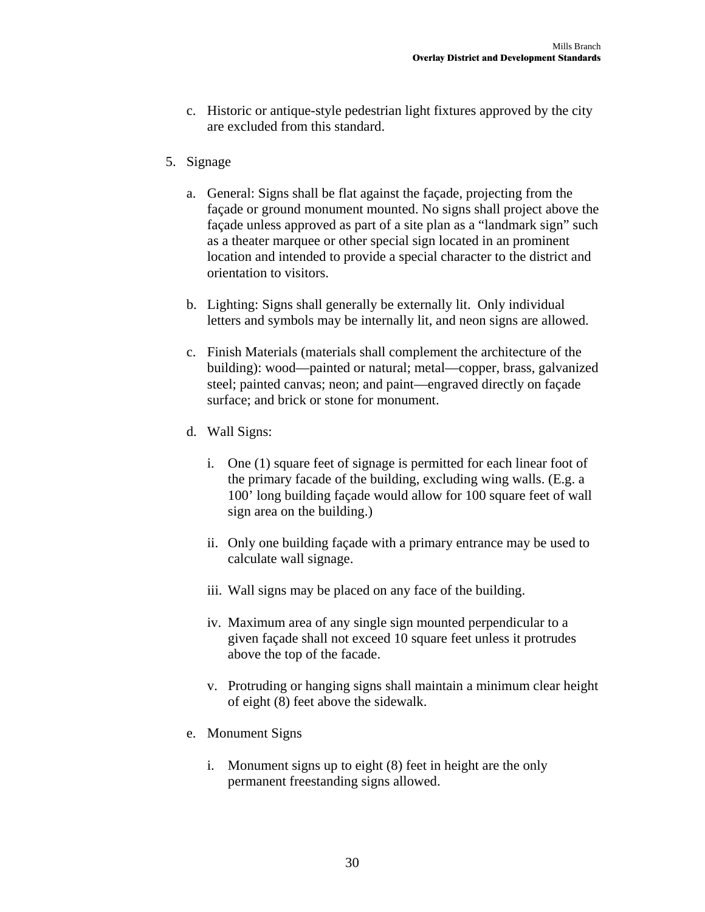c. Historic or antique-style pedestrian light fixtures approved by the city are excluded from this standard.

5. Signage

   a. General: Signs shall be flat against the façade, projecting from the façade or ground monument mounted. No signs shall project above the façade unless approved as part of a site plan as a "landmark sign" such as a theater marquee or other special sign located in an prominent location and intended to provide a special character to the district and orientation to visitors.

   b. Lighting: Signs shall generally be externally lit. Only individual letters and symbols may be internally lit, and neon signs are allowed.

   c. Finish Materials (materials shall complement the architecture of the building): wood—painted or natural; metal—copper, brass, galvanized steel; painted canvas; neon; and paint—engraved directly on façade surface; and brick or stone for monument.

   d. Wall Signs:

      i. One (1) square feet of signage is permitted for each linear foot of the primary facade of the building, excluding wing walls. (E.g. a 100' long building façade would allow for 100 square feet of wall sign area on the building.)

      ii. Only one building façade with a primary entrance may be used to calculate wall signage.

      iii. Wall signs may be placed on any face of the building.

      iv. Maximum area of any single sign mounted perpendicular to a given façade shall not exceed 10 square feet unless it protrudes above the top of the facade.

      v. Protruding or hanging signs shall maintain a minimum clear height of eight (8) feet above the sidewalk.

   e. Monument Signs

      i. Monument signs up to eight (8) feet in height are the only permanent freestanding signs allowed.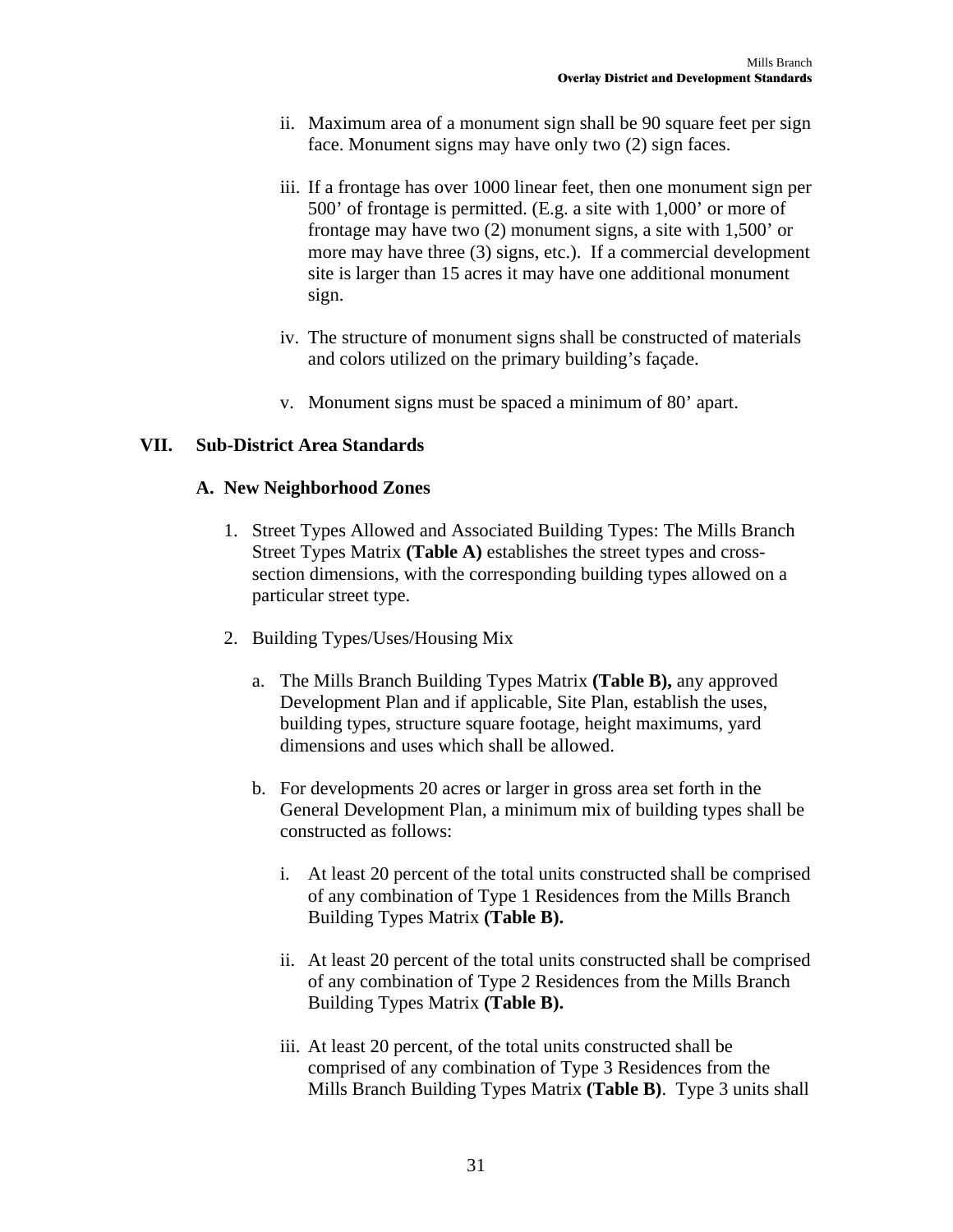ii. Maximum area of a monument sign shall be 90 square feet per sign face. Monument signs may have only two (2) sign faces.

iii. If a frontage has over 1000 linear feet, then one monument sign per 500' of frontage is permitted. (E.g. a site with 1,000' or more of frontage may have two (2) monument signs, a site with 1,500' or more may have three (3) signs, etc.). If a commercial development site is larger than 15 acres it may have one additional monument sign.

iv. The structure of monument signs shall be constructed of materials and colors utilized on the primary building's façade.

v. Monument signs must be spaced a minimum of 80' apart.

## VII. Sub-District Area Standards

### A. New Neighborhood Zones

1. Street Types Allowed and Associated Building Types: The Mills Branch Street Types Matrix **(Table A)** establishes the street types and cross-section dimensions, with the corresponding building types allowed on a particular street type.

2. Building Types/Uses/Housing Mix

   a. The Mills Branch Building Types Matrix **(Table B),** any approved Development Plan and if applicable, Site Plan, establish the uses, building types, structure square footage, height maximums, yard dimensions and uses which shall be allowed.

   b. For developments 20 acres or larger in gross area set forth in the General Development Plan, a minimum mix of building types shall be constructed as follows:

      i. At least 20 percent of the total units constructed shall be comprised of any combination of Type 1 Residences from the Mills Branch Building Types Matrix **(Table B).**

      ii. At least 20 percent of the total units constructed shall be comprised of any combination of Type 2 Residences from the Mills Branch Building Types Matrix **(Table B).**

      iii. At least 20 percent, of the total units constructed shall be comprised of any combination of Type 3 Residences from the Mills Branch Building Types Matrix **(Table B)**. Type 3 units shall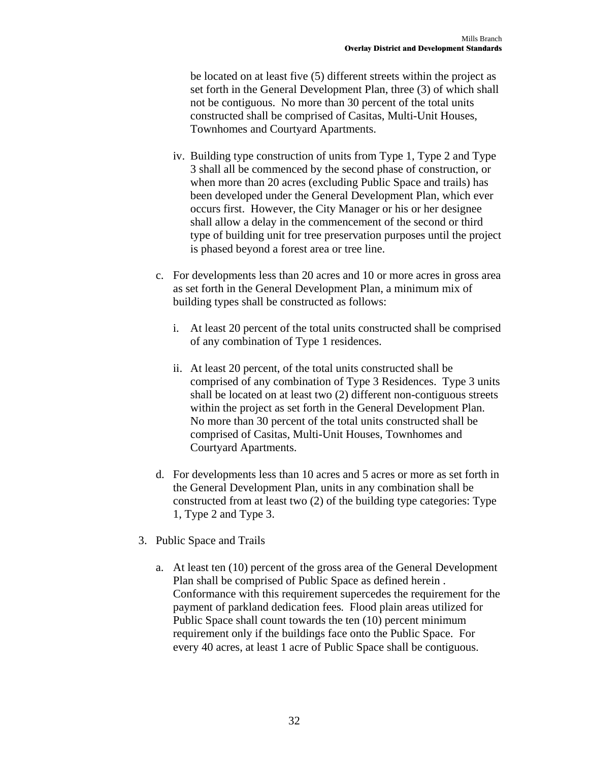be located on at least five (5) different streets within the project as set forth in the General Development Plan, three (3) of which shall not be contiguous. No more than 30 percent of the total units constructed shall be comprised of Casitas, Multi-Unit Houses, Townhomes and Courtyard Apartments.

iv. Building type construction of units from Type 1, Type 2 and Type 3 shall all be commenced by the second phase of construction, or when more than 20 acres (excluding Public Space and trails) has been developed under the General Development Plan, which ever occurs first. However, the City Manager or his or her designee shall allow a delay in the commencement of the second or third type of building unit for tree preservation purposes until the project is phased beyond a forest area or tree line.

c. For developments less than 20 acres and 10 or more acres in gross area as set forth in the General Development Plan, a minimum mix of building types shall be constructed as follows:

   i. At least 20 percent of the total units constructed shall be comprised of any combination of Type 1 residences.

   ii. At least 20 percent, of the total units constructed shall be comprised of any combination of Type 3 Residences. Type 3 units shall be located on at least two (2) different non-contiguous streets within the project as set forth in the General Development Plan. No more than 30 percent of the total units constructed shall be comprised of Casitas, Multi-Unit Houses, Townhomes and Courtyard Apartments.

d. For developments less than 10 acres and 5 acres or more as set forth in the General Development Plan, units in any combination shall be constructed from at least two (2) of the building type categories: Type 1, Type 2 and Type 3.

3. Public Space and Trails

   a. At least ten (10) percent of the gross area of the General Development Plan shall be comprised of Public Space as defined herein . Conformance with this requirement supercedes the requirement for the payment of parkland dedication fees. Flood plain areas utilized for Public Space shall count towards the ten (10) percent minimum requirement only if the buildings face onto the Public Space. For every 40 acres, at least 1 acre of Public Space shall be contiguous.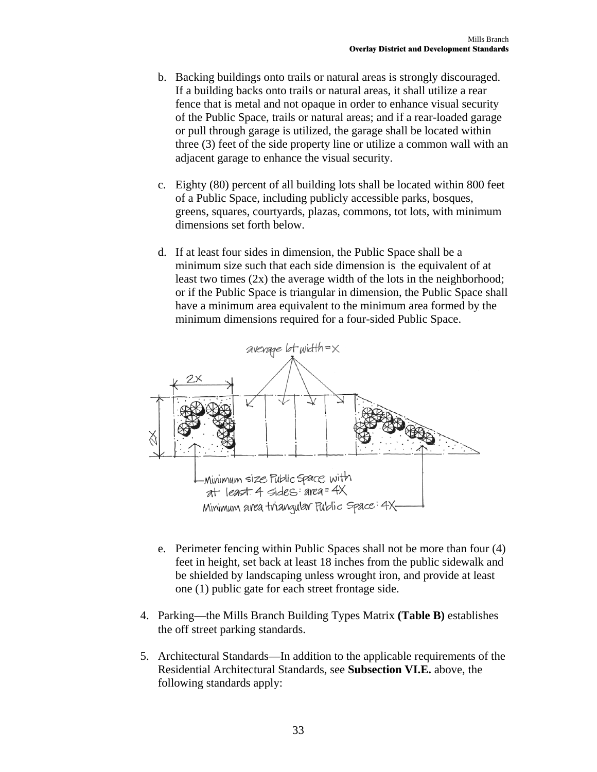b. Backing buildings onto trails or natural areas is strongly discouraged. If a building backs onto trails or natural areas, it shall utilize a rear fence that is metal and not opaque in order to enhance visual security of the Public Space, trails or natural areas; and if a rear-loaded garage or pull through garage is utilized, the garage shall be located within three (3) feet of the side property line or utilize a common wall with an adjacent garage to enhance the visual security.

c. Eighty (80) percent of all building lots shall be located within 800 feet of a Public Space, including publicly accessible parks, bosques, greens, squares, courtyards, plazas, commons, tot lots, with minimum dimensions set forth below.

d. If at least four sides in dimension, the Public Space shall be a minimum size such that each side dimension is the equivalent of at least two times (2x) the average width of the lots in the neighborhood; or if the Public Space is triangular in dimension, the Public Space shall have a minimum area equivalent to the minimum area formed by the minimum dimensions required for a four-sided Public Space.

e. Perimeter fencing within Public Spaces shall not be more than four (4) feet in height, set back at least 18 inches from the public sidewalk and be shielded by landscaping unless wrought iron, and provide at least one (1) public gate for each street frontage side.

4. Parking—the Mills Branch Building Types Matrix **(Table B)** establishes the off street parking standards.

5. Architectural Standards—In addition to the applicable requirements of the Residential Architectural Standards, see **Subsection VI.E.** above, the following standards apply: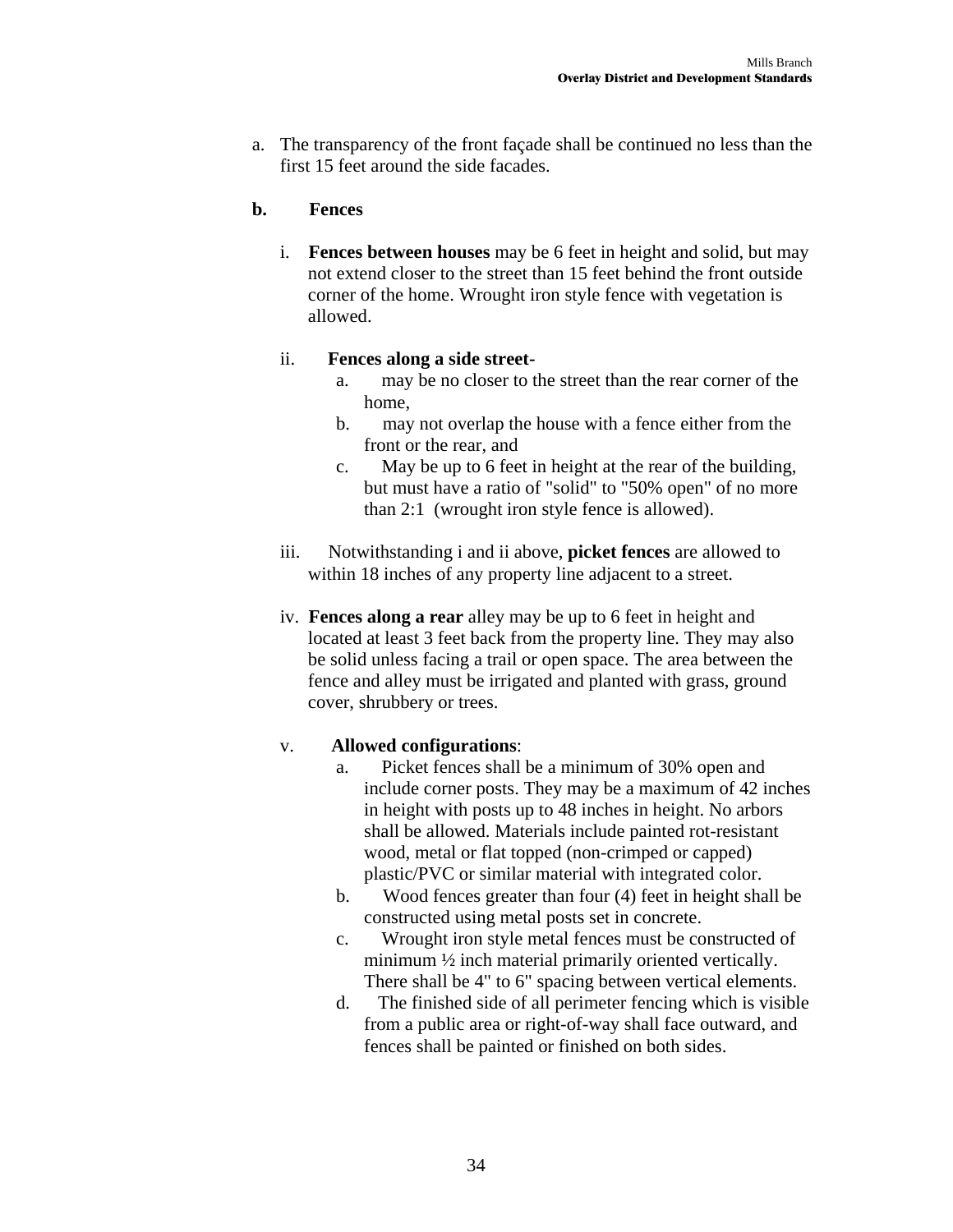a. The transparency of the front façade shall be continued no less than the first 15 feet around the side facades.

**b. Fences**

i. **Fences between houses** may be 6 feet in height and solid, but may not extend closer to the street than 15 feet behind the front outside corner of the home. Wrought iron style fence with vegetation is allowed.

ii. **Fences along a side street-**

   a. may be no closer to the street than the rear corner of the home,
   b. may not overlap the house with a fence either from the front or the rear, and
   c. May be up to 6 feet in height at the rear of the building, but must have a ratio of "solid" to "50% open" of no more than 2:1 (wrought iron style fence is allowed).

iii. Notwithstanding i and ii above, **picket fences** are allowed to within 18 inches of any property line adjacent to a street.

iv. **Fences along a rear** alley may be up to 6 feet in height and located at least 3 feet back from the property line. They may also be solid unless facing a trail or open space. The area between the fence and alley must be irrigated and planted with grass, ground cover, shrubbery or trees.

v. **Allowed configurations**:

   a. Picket fences shall be a minimum of 30% open and include corner posts. They may be a maximum of 42 inches in height with posts up to 48 inches in height. No arbors shall be allowed. Materials include painted rot-resistant wood, metal or flat topped (non-crimped or capped) plastic/PVC or similar material with integrated color.
   b. Wood fences greater than four (4) feet in height shall be constructed using metal posts set in concrete.
   c. Wrought iron style metal fences must be constructed of minimum ½ inch material primarily oriented vertically. There shall be 4" to 6" spacing between vertical elements.
   d. The finished side of all perimeter fencing which is visible from a public area or right-of-way shall face outward, and fences shall be painted or finished on both sides.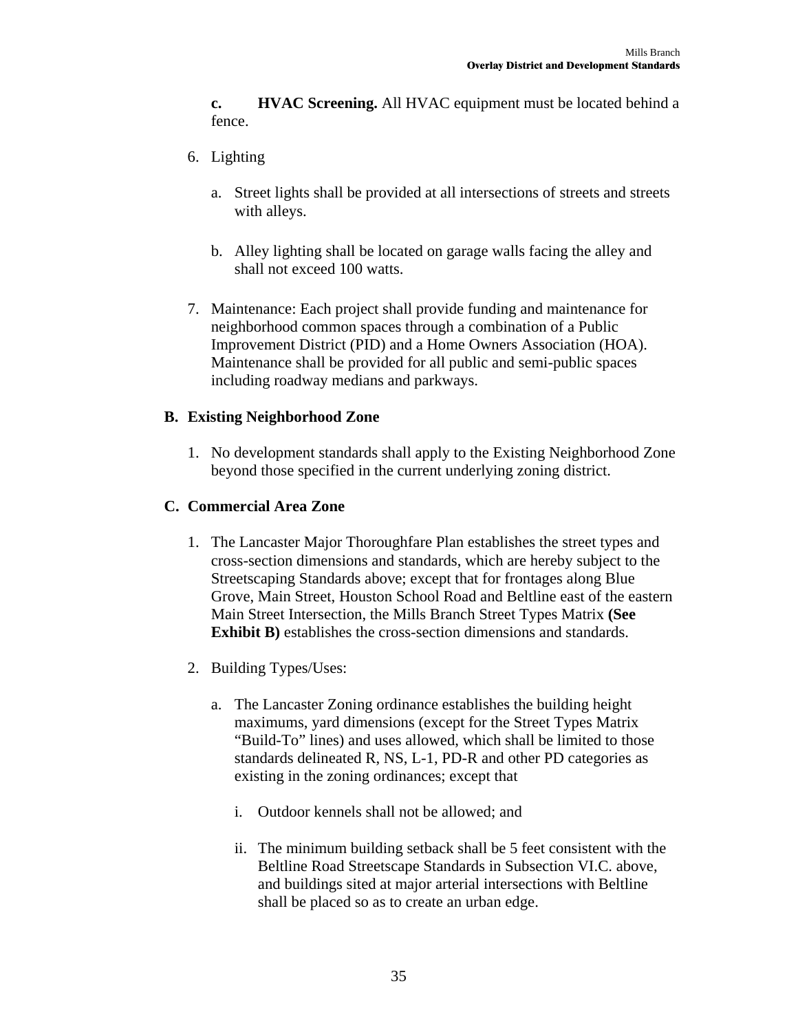**c. HVAC Screening.** All HVAC equipment must be located behind a fence.

6. Lighting

   a. Street lights shall be provided at all intersections of streets and streets with alleys.

   b. Alley lighting shall be located on garage walls facing the alley and shall not exceed 100 watts.

7. Maintenance: Each project shall provide funding and maintenance for neighborhood common spaces through a combination of a Public Improvement District (PID) and a Home Owners Association (HOA). Maintenance shall be provided for all public and semi-public spaces including roadway medians and parkways.

## B. Existing Neighborhood Zone

1. No development standards shall apply to the Existing Neighborhood Zone beyond those specified in the current underlying zoning district.

## C. Commercial Area Zone

1. The Lancaster Major Thoroughfare Plan establishes the street types and cross-section dimensions and standards, which are hereby subject to the Streetscaping Standards above; except that for frontages along Blue Grove, Main Street, Houston School Road and Beltline east of the eastern Main Street Intersection, the Mills Branch Street Types Matrix **(See Exhibit B)** establishes the cross-section dimensions and standards.

2. Building Types/Uses:

   a. The Lancaster Zoning ordinance establishes the building height maximums, yard dimensions (except for the Street Types Matrix "Build-To" lines) and uses allowed, which shall be limited to those standards delineated R, NS, L-1, PD-R and other PD categories as existing in the zoning ordinances; except that

      i. Outdoor kennels shall not be allowed; and

      ii. The minimum building setback shall be 5 feet consistent with the Beltline Road Streetscape Standards in Subsection VI.C. above, and buildings sited at major arterial intersections with Beltline shall be placed so as to create an urban edge.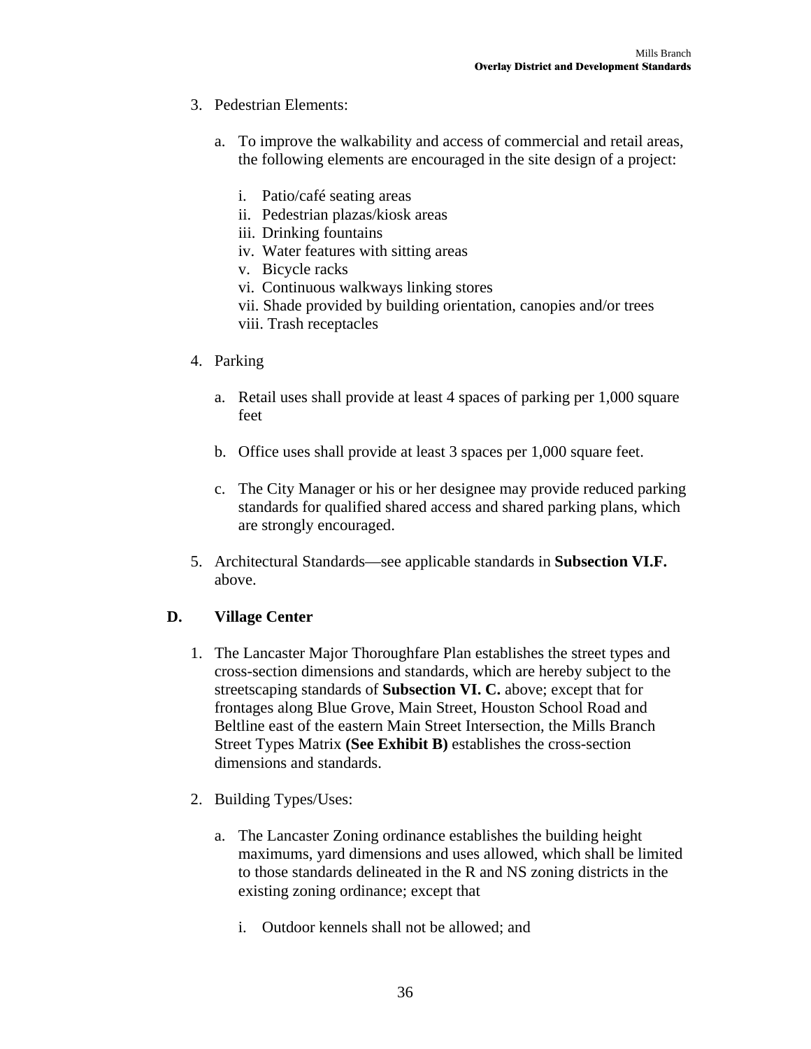3. Pedestrian Elements:

    a. To improve the walkability and access of commercial and retail areas, the following elements are encouraged in the site design of a project:

        i. Patio/café seating areas
        ii. Pedestrian plazas/kiosk areas
        iii. Drinking fountains
        iv. Water features with sitting areas
        v. Bicycle racks
        vi. Continuous walkways linking stores
        vii. Shade provided by building orientation, canopies and/or trees
        viii. Trash receptacles

4. Parking

    a. Retail uses shall provide at least 4 spaces of parking per 1,000 square feet

    b. Office uses shall provide at least 3 spaces per 1,000 square feet.

    c. The City Manager or his or her designee may provide reduced parking standards for qualified shared access and shared parking plans, which are strongly encouraged.

5. Architectural Standards—see applicable standards in **Subsection VI.F.** above.

## D. Village Center

1. The Lancaster Major Thoroughfare Plan establishes the street types and cross-section dimensions and standards, which are hereby subject to the streetscaping standards of **Subsection VI. C.** above; except that for frontages along Blue Grove, Main Street, Houston School Road and Beltline east of the eastern Main Street Intersection, the Mills Branch Street Types Matrix **(See Exhibit B)** establishes the cross-section dimensions and standards.

2. Building Types/Uses:

    a. The Lancaster Zoning ordinance establishes the building height maximums, yard dimensions and uses allowed, which shall be limited to those standards delineated in the R and NS zoning districts in the existing zoning ordinance; except that

        i. Outdoor kennels shall not be allowed; and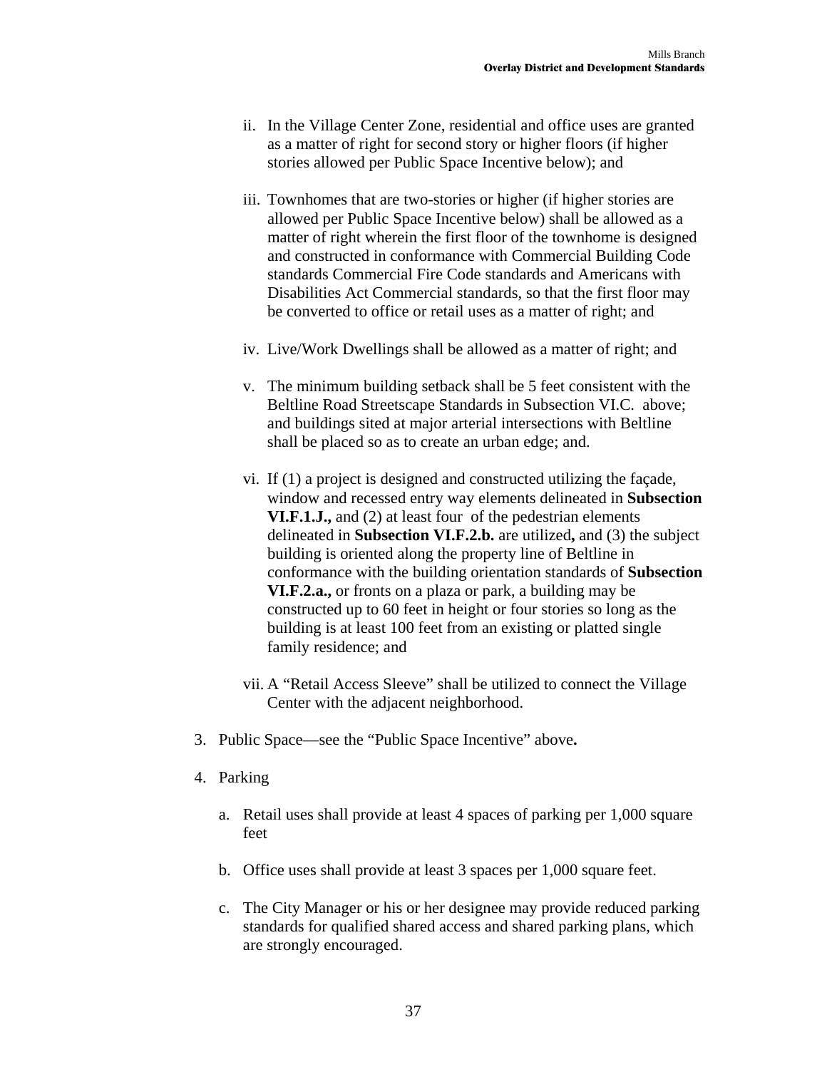ii. In the Village Center Zone, residential and office uses are granted as a matter of right for second story or higher floors (if higher stories allowed per Public Space Incentive below); and

iii. Townhomes that are two-stories or higher (if higher stories are allowed per Public Space Incentive below) shall be allowed as a matter of right wherein the first floor of the townhome is designed and constructed in conformance with Commercial Building Code standards Commercial Fire Code standards and Americans with Disabilities Act Commercial standards, so that the first floor may be converted to office or retail uses as a matter of right; and

iv. Live/Work Dwellings shall be allowed as a matter of right; and

v. The minimum building setback shall be 5 feet consistent with the Beltline Road Streetscape Standards in Subsection VI.C. above; and buildings sited at major arterial intersections with Beltline shall be placed so as to create an urban edge; and.

vi. If (1) a project is designed and constructed utilizing the façade, window and recessed entry way elements delineated in **Subsection VI.F.1.J.,** and (2) at least four of the pedestrian elements delineated in **Subsection VI.F.2.b.** are utilized**,** and (3) the subject building is oriented along the property line of Beltline in conformance with the building orientation standards of **Subsection VI.F.2.a.,** or fronts on a plaza or park, a building may be constructed up to 60 feet in height or four stories so long as the building is at least 100 feet from an existing or platted single family residence; and

vii. A "Retail Access Sleeve" shall be utilized to connect the Village Center with the adjacent neighborhood.

3. Public Space—see the "Public Space Incentive" above**.**

4. Parking

   a. Retail uses shall provide at least 4 spaces of parking per 1,000 square feet

   b. Office uses shall provide at least 3 spaces per 1,000 square feet.

   c. The City Manager or his or her designee may provide reduced parking standards for qualified shared access and shared parking plans, which are strongly encouraged.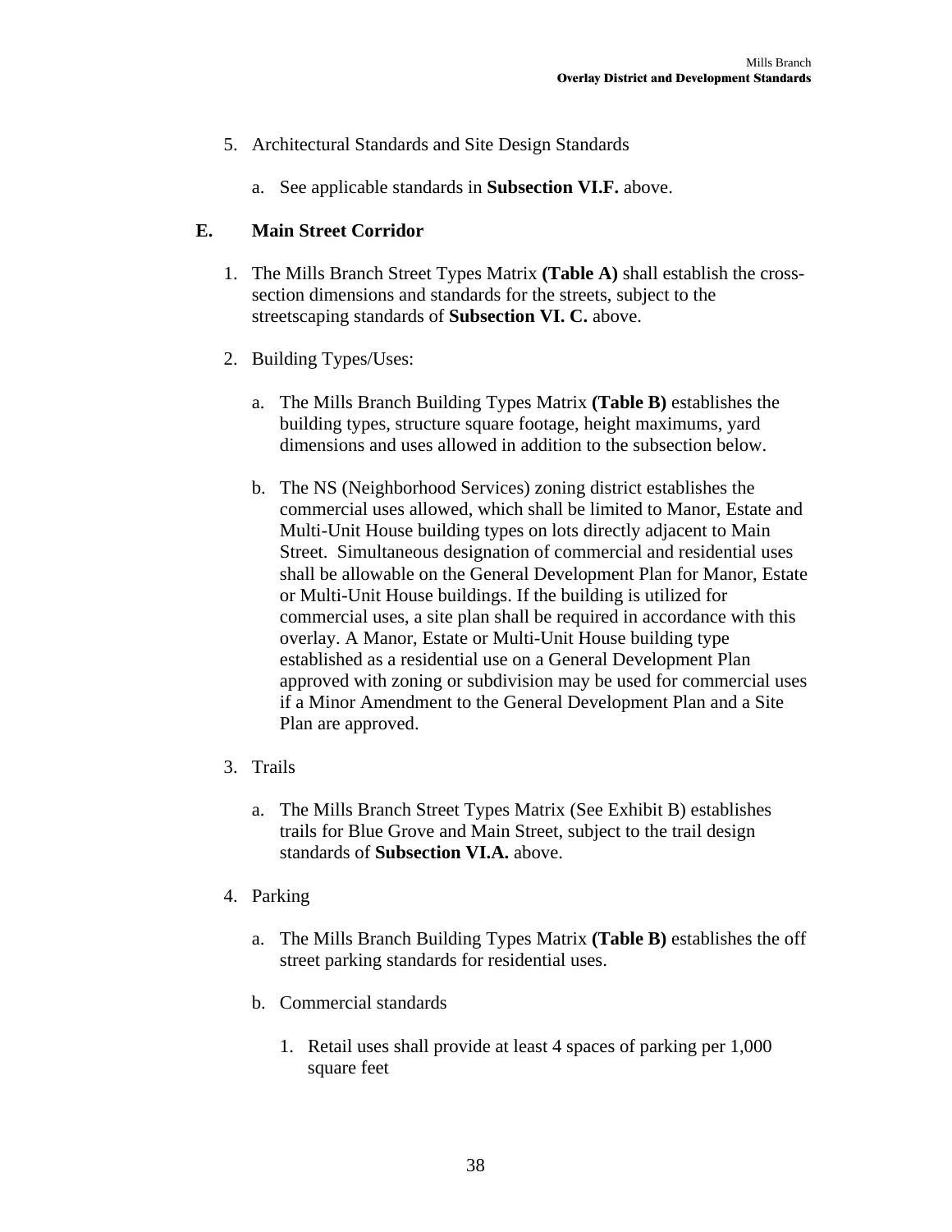5. Architectural Standards and Site Design Standards

    a. See applicable standards in **Subsection VI.F.** above.

## E. Main Street Corridor

1. The Mills Branch Street Types Matrix **(Table A)** shall establish the cross-section dimensions and standards for the streets, subject to the streetscaping standards of **Subsection VI. C.** above.

2. Building Types/Uses:

    a. The Mills Branch Building Types Matrix **(Table B)** establishes the building types, structure square footage, height maximums, yard dimensions and uses allowed in addition to the subsection below.

    b. The NS (Neighborhood Services) zoning district establishes the commercial uses allowed, which shall be limited to Manor, Estate and Multi-Unit House building types on lots directly adjacent to Main Street. Simultaneous designation of commercial and residential uses shall be allowable on the General Development Plan for Manor, Estate or Multi-Unit House buildings. If the building is utilized for commercial uses, a site plan shall be required in accordance with this overlay. A Manor, Estate or Multi-Unit House building type established as a residential use on a General Development Plan approved with zoning or subdivision may be used for commercial uses if a Minor Amendment to the General Development Plan and a Site Plan are approved.

3. Trails

    a. The Mills Branch Street Types Matrix (See Exhibit B) establishes trails for Blue Grove and Main Street, subject to the trail design standards of **Subsection VI.A.** above.

4. Parking

    a. The Mills Branch Building Types Matrix **(Table B)** establishes the off street parking standards for residential uses.

    b. Commercial standards

        1. Retail uses shall provide at least 4 spaces of parking per 1,000 square feet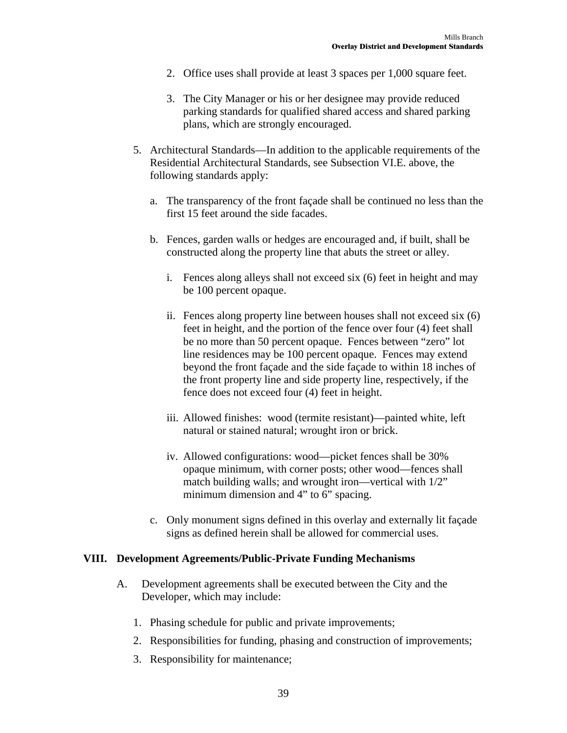2. Office uses shall provide at least 3 spaces per 1,000 square feet.

3. The City Manager or his or her designee may provide reduced parking standards for qualified shared access and shared parking plans, which are strongly encouraged.

5. Architectural Standards—In addition to the applicable requirements of the Residential Architectural Standards, see Subsection VI.E. above, the following standards apply:

   a. The transparency of the front façade shall be continued no less than the first 15 feet around the side facades.

   b. Fences, garden walls or hedges are encouraged and, if built, shall be constructed along the property line that abuts the street or alley.

      i. Fences along alleys shall not exceed six (6) feet in height and may be 100 percent opaque.

      ii. Fences along property line between houses shall not exceed six (6) feet in height, and the portion of the fence over four (4) feet shall be no more than 50 percent opaque. Fences between "zero" lot line residences may be 100 percent opaque. Fences may extend beyond the front façade and the side façade to within 18 inches of the front property line and side property line, respectively, if the fence does not exceed four (4) feet in height.

      iii. Allowed finishes: wood (termite resistant)—painted white, left natural or stained natural; wrought iron or brick.

      iv. Allowed configurations: wood—picket fences shall be 30% opaque minimum, with corner posts; other wood—fences shall match building walls; and wrought iron—vertical with 1/2" minimum dimension and 4" to 6" spacing.

   c. Only monument signs defined in this overlay and externally lit façade signs as defined herein shall be allowed for commercial uses.

## VIII. Development Agreements/Public-Private Funding Mechanisms

A. Development agreements shall be executed between the City and the Developer, which may include:

1. Phasing schedule for public and private improvements;
2. Responsibilities for funding, phasing and construction of improvements;
3. Responsibility for maintenance;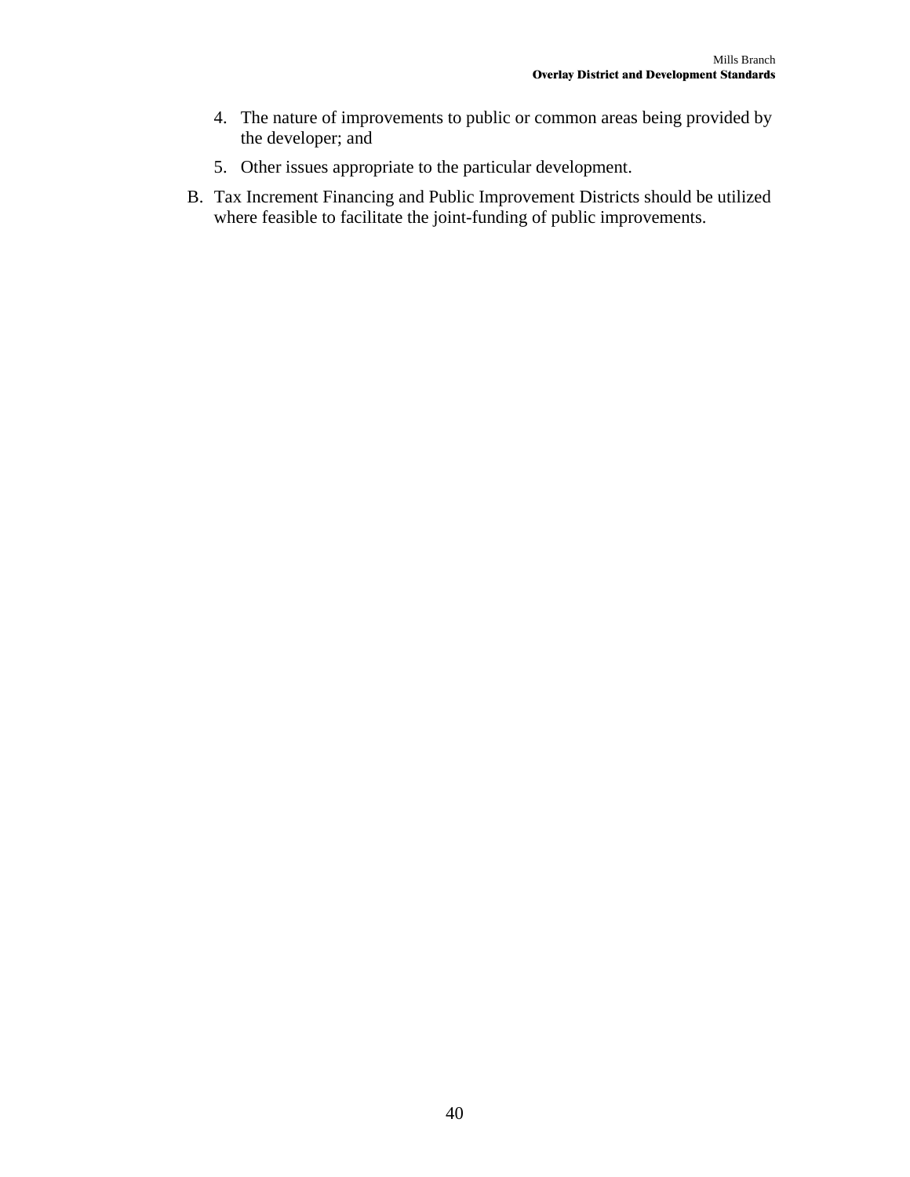4. The nature of improvements to public or common areas being provided by the developer; and
5. Other issues appropriate to the particular development.

B. Tax Increment Financing and Public Improvement Districts should be utilized where feasible to facilitate the joint-funding of public improvements.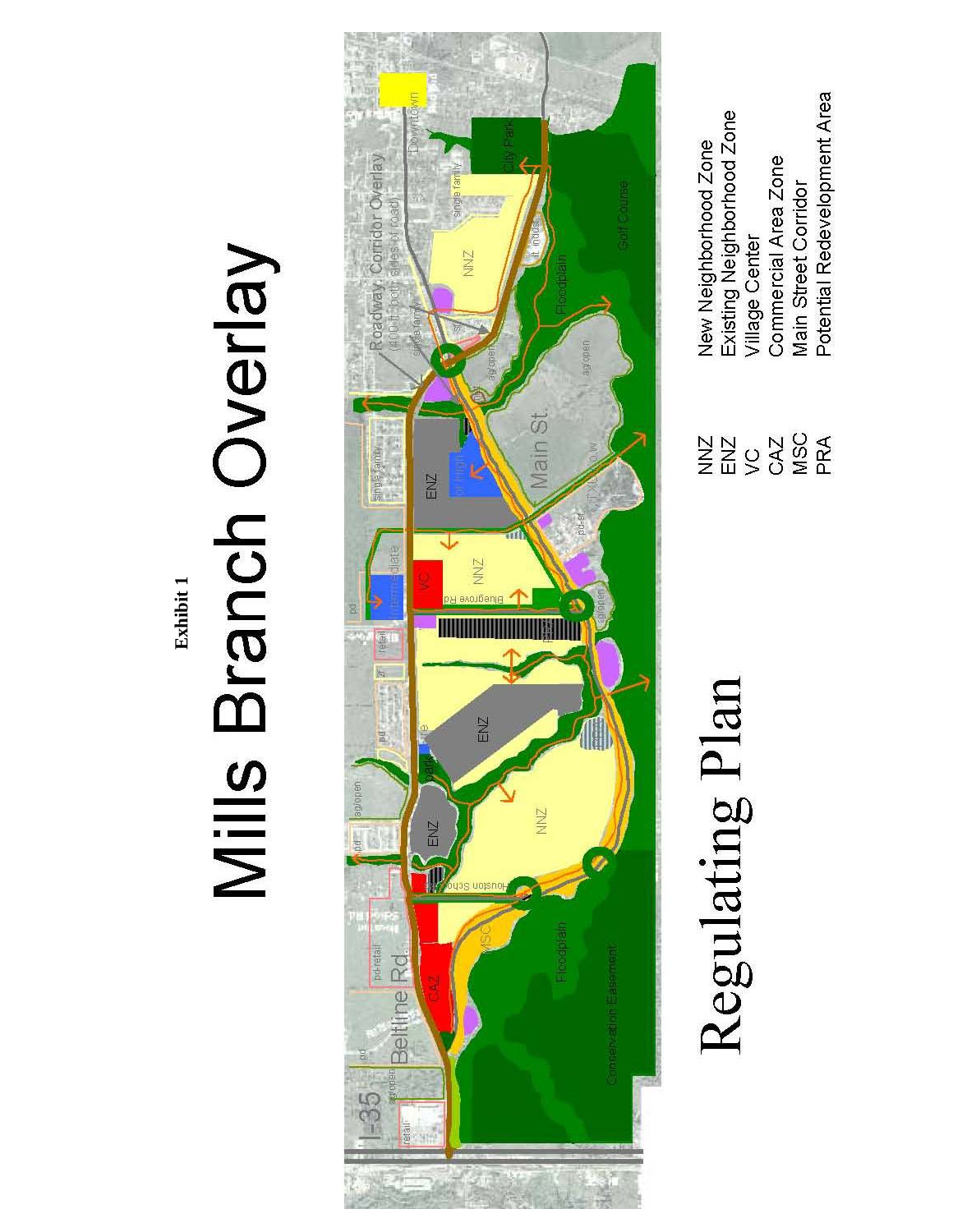**Exhibit 1**

# Mills Branch Overlay

## Regulating Plan

| | |
|---|---|
| NNZ | New Neighborhood Zone |
| ENZ | Existing Neighborhood Zone |
| VC | Village Center |
| CAZ | Commercial Area Zone |
| MSC | Main Street Corridor |
| PRA | Potential Redevelopment Area |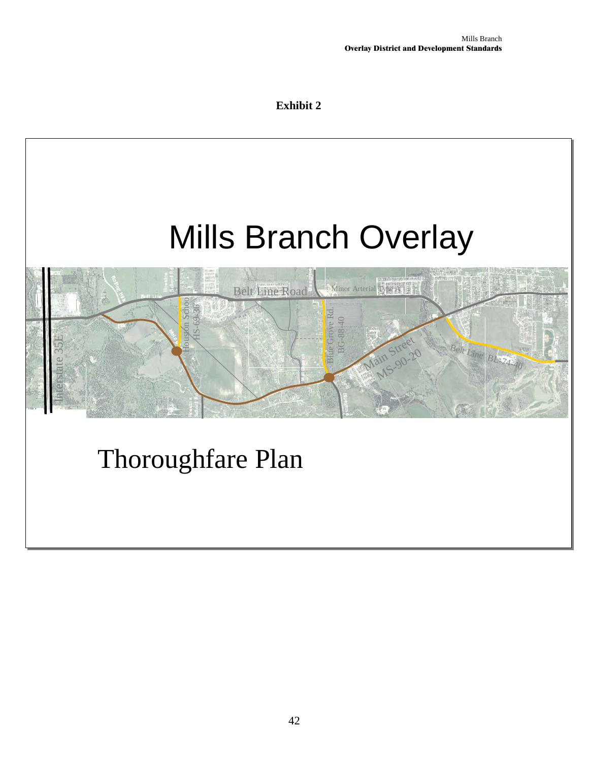**Exhibit 2**

# Mills Branch Overlay

Belt Line Road

Minor Arterial Type A

Houston School HS-69-36

Blue Grove Rd. BG-88-40

Main Street MS-90-20

Belt Line BL-74-40

Interstate 35E

## Thoroughfare Plan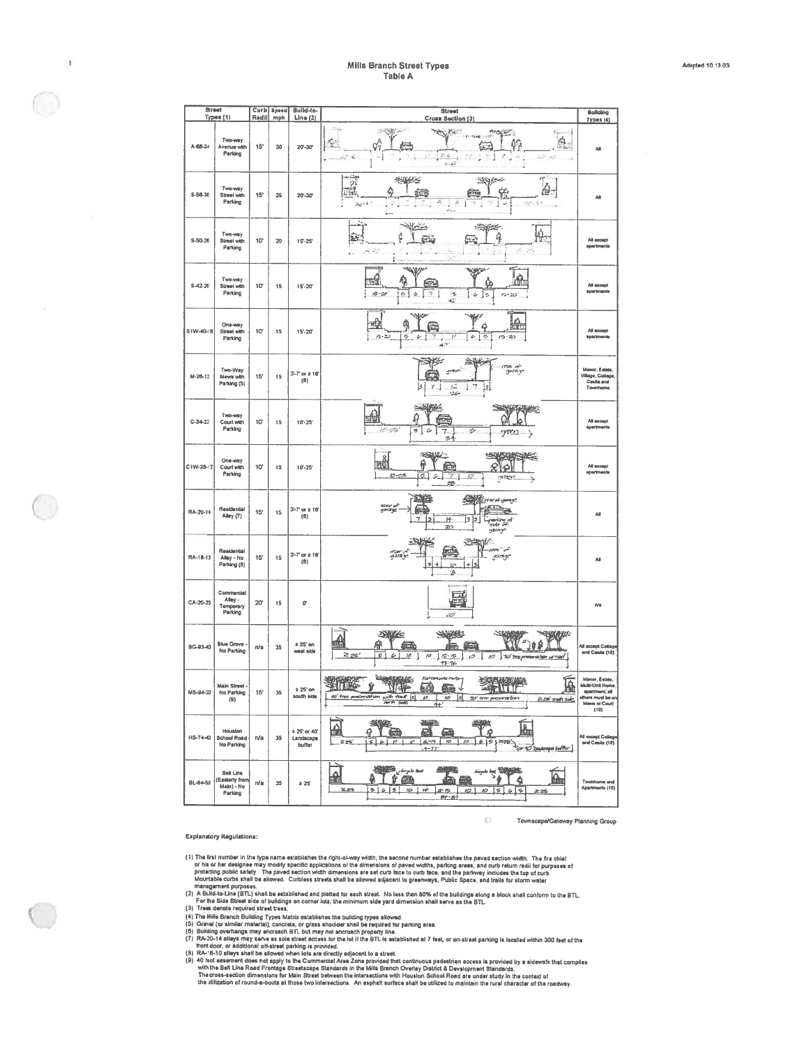# Mills Branch Street Types
## Table A

Adopted 10.13.03

| Street Types (1) | | Curb Radii | Speed mph | Build-to-Line (2) | Street Cross Section (3) | Building Types (4) |
|---|---|---|---|---|---|---|
| A-68-34 | Two-way Avenue with Parking | 15' | 30 | 20'-30' | | All |
| S-58-30 | Two-way Street with Parking | 15' | 25 | 20'-30' | | All |
| S-50-26 | Two-way Street with Parking | 10' | 20 | 15'-25' | | All except apartments |
| S-42-20 | Two-way Street with Parking | 10' | 15 | 15'-20' | | All except apartments |
| S1W-40-18 | One-way Street with Parking | 10' | 15 | 15'-20' | | All except apartments |
| M-26-12 | Two-Way Mews with Parking (5) | 15' | 15 | 3'-7' or ≥ 18' (6) | | Manor, Estate, Village, Cottage, Casita and Townhome |
| C-34-23 | Two-way Court with Parking | 10' | 15 | 10'-25' | | All except apartments |
| C1W-28-17 | One-way Court with Parking | 10' | 15 | 10'-25' | | All except apartments |
| RA-20-14 | Residential Alley (7) | 15' | 15 | 3'-7' or ≥ 18' (6) | | All |
| RA-18-10 | Residential Alley - No Parking (8) | 15' | 15 | 3'-7' or ≥ 18' (6) | | All |
| CA-20-20 | Commercial Alley - Temporary Parking | 20' | 15 | 0' | | n/a |
| BG-93-40 | Blue Grove - No Parking | n/a | 35 | ≥ 25' on west side | | All except Cottage and Casita (10) |
| MS-94-22 | Main Street - No Parking (9) | 15' | 35 | ≥ 25' on south side | | Manor, Estate, Multi-Unit Home, apartment; all others must be on Mews or Court (10) |
| HS-74-40 | Houston School Road - No Parking | n/a | 35 | ≥ 25' or 40' Landscape buffer | | All except Cottage and Casita (10) |
| BL-84-50 | Belt Line (Easterly from Main) - No Parking | n/a | 35 | ≥ 25' | | Townhome and Apartments (10) |

Townscape/Gateway Planning Group

**Explanatory Regulations:**

(1) The first number in the type name establishes the right-of-way width; the second number establishes the paved section width. The fire chief or his or her designee may modify specific applications of the dimensions of paved widths, parking areas, and curb return radii for purposes of protecting public safety. The paved section width dimensions are set curb face to curb face, and the parkway includes the top of curb. Mountable curbs shall be allowed. Curbless streets shall be allowed adjacent to greenways, Public Space, and trails for storm water management purposes.

(2) A Build-to-Line (BTL) shall be established and platted for each street. No less than 80% of the buildings along a block shall conform to the BTL. For the Side Street side of buildings on corner lots, the minimum side yard dimension shall serve as the BTL.

(3) Trees denote required street trees.

(4) The Mills Branch Building Types Matrix establishes the building types allowed.

(5) Gravel (or similar material), concrete, or grass shoulder shall be required for parking area.

(6) Building overhangs may encroach BTL but may not encroach property line.

(7) RA-20-14 alleys may serve as sole street access for the lot if the BTL is established at 7 feet, or on-street parking is located within 300 feet of the front door, or additional off-street parking is provided.

(8) RA-18-10 alleys shall be allowed when lots are directly adjacent to a street.

(9) 40 foot easement does not apply to the Commercial Area Zone provided that continuous pedestrian access is provided by a sidewalk that complies with the Belt Line Road Frontage Streetscape Standards in the Mills Branch Overlay District & Development Standards. The cross-section dimensions for Main Street between the intersections with Houston School Road are under study in the context of the utilization of round-a-bouts at those two intersections. An asphalt surface shall be utilized to maintain the rural character of the roadway.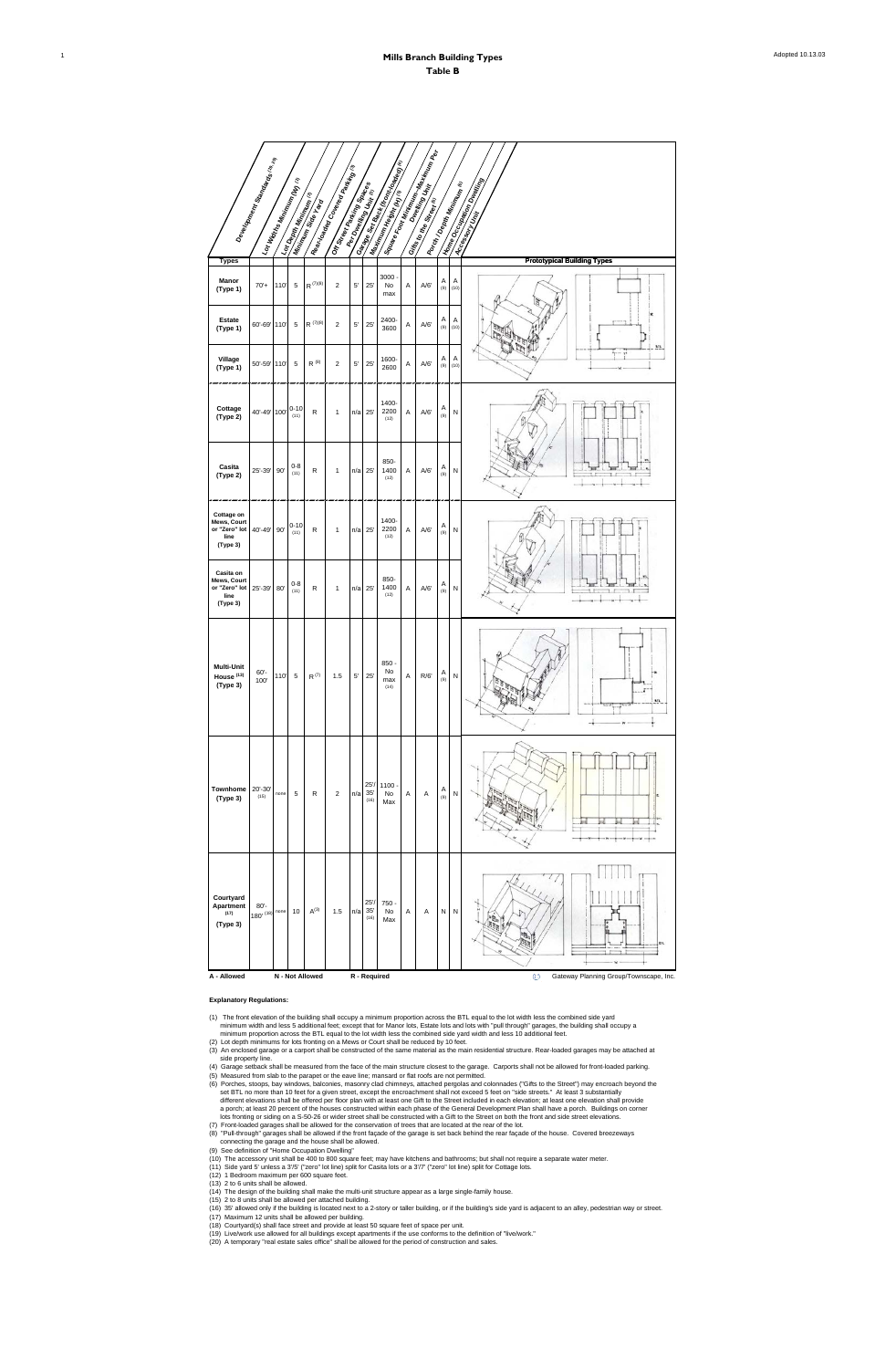# Mills Branch Building Types

## Table B

Adopted 10.13.03

| Types | Development Standards (19, 20) Lot Widths Minimum (W) (2) | Lot Depth Minimum (2) | Minimum Side Yard | Rear-loaded Covered Parking (3) | Off Street Parking Spaces Per Dwelling Unit (4) | Garage Set Back(front-loaded) (4) | Maximum Height (H) (5) | Square Foot Minimum–Maximum Per Dwelling Unit | Gifts to the Street (6) | Porch / Depth Minimum (6) | Home Occupation Dwelling | Accessory Unit | Prototypical Building Types |
|---|---|---|---|---|---|---|---|---|---|---|---|---|---|
| Manor (Type 1) | 70'+ | 110' | 5 | R (7)(8) | 2 | 5' | 25' | 3000 - No max | A | A/6' | A (9) | A (10) | |
| Estate (Type 1) | 60'-69' | 110' | 5 | R (7)(8) | 2 | 5' | 25' | 2400-3600 | A | A/6' | A (9) | A (10) | |
| Village (Type 1) | 50'-59' | 110' | 5 | R (8) | 2 | 5' | 25' | 1600-2600 | A | A/6' | A (9) | A (10) | |
| Cottage (Type 2) | 40'-49' | 100' | 0-10 (11) | R | 1 | n/a | 25' | 1400-2200 (12) | A | A/6' | A (9) | N | |
| Casita (Type 2) | 25'-39' | 90' | 0-8 (11) | R | 1 | n/a | 25' | 850-1400 (12) | A | A/6' | A (9) | N | |
| Cottage on Mews, Court or "Zero" lot line (Type 3) | 40'-49' | 90' | 0-10 (11) | R | 1 | n/a | 25' | 1400-2200 (12) | A | A/6' | A (9) | N | |
| Casita on Mews, Court or "Zero" lot line (Type 3) | 25'-39' | 80' | 0-8 (11) | R | 1 | n/a | 25' | 850-1400 (12) | A | A/6' | A (9) | N | |
| Multi-Unit House (13) (Type 3) | 60'-100' | 110' | 5 | R (7) | 1.5 | 5' | 25' | 850 - No max (14) | A | R/6' | A (9) | N | |
| Townhome (Type 3) | 20'-30' (15) | none | 5 | R | 2 | n/a | 25'/35' (16) | 1100 - No Max | A | A | A (9) | N | |
| Courtyard Apartment (17) (Type 3) | 80'-180' (18) | none | 10 | A (3) | 1.5 | n/a | 25'/35' (16) | 750 - No Max | A | A | N | N | |

A - Allowed  N - Not Allowed  R - Required

Gateway Planning Group/Townscape, Inc.

**Explanatory Regulations:**

(1) The front elevation of the building shall occupy a minimum proportion across the BTL equal to the lot width less the combined side yard minimum width and less 5 additional feet; except that for Manor lots, Estate lots and lots with "pull through" garages, the building shall occupy a minimum proportion across the BTL equal to the lot width less the combined side yard width and less 10 additional feet.
(2) Lot depth minimums for lots fronting on a Mews or Court shall be reduced by 10 feet.
(3) An enclosed garage or a carport shall be constructed of the same material as the main residential structure. Rear-loaded garages may be attached at side property line.
(4) Garage setback shall be measured from the face of the main structure closest to the garage. Carports shall not be allowed for front-loaded parking.
(5) Measured from slab to the parapet or the eave line; mansard or flat roofs are not permitted.
(6) Porches, stoops, bay windows, balconies, masonry clad chimneys, attached pergolas and colonnades ("Gifts to the Street") may encroach beyond the set BTL no more than 10 feet for a given street, except the encroachment shall not exceed 5 feet on "side streets." At least 3 substantially different elevations shall be offered per floor plan with at least one Gift to the Street included in each elevation; at least one elevation shall provide a porch; at least 20 percent of the houses constructed within each phase of the General Development Plan shall have a porch. Buildings on corner lots fronting or siding on a S-50-26 or wider street shall be constructed with a Gift to the Street on both the front and side street elevations.
(7) Front-loaded garages shall be allowed for the conservation of trees that are located at the rear of the lot.
(8) "Pull-through" garages shall be allowed if the front façade of the garage is set back behind the rear façade of the house. Covered breezeways connecting the garage and the house shall be allowed.
(9) See definition of "Home Occupation Dwelling"
(10) The accessory unit shall be 400 to 800 square feet; may have kitchens and bathrooms; but shall not require a separate water meter.
(11) Side yard 5' unless a 3'/5' ("zero" lot line) split for Casita lots or a 3'/7' ("zero" lot line) split for Cottage lots.
(12) 1 Bedroom maximum per 600 square feet.
(13) 2 to 6 units shall be allowed.
(14) The design of the building shall make the multi-unit structure appear as a large single-family house.
(15) 2 to 8 units shall be allowed per attached building.
(16) 35' allowed only if the building is located next to a 2-story or taller building, or if the building's side yard is adjacent to an alley, pedestrian way or street.
(17) Maximum 12 units shall be allowed per building.
(18) Courtyard(s) shall face street and provide at least 50 square feet of space per unit.
(19) Live/work use allowed for all buildings except apartments if the use conforms to the definition of "live/work."
(20) A temporary "real estate sales office" shall be allowed for the period of construction and sales.